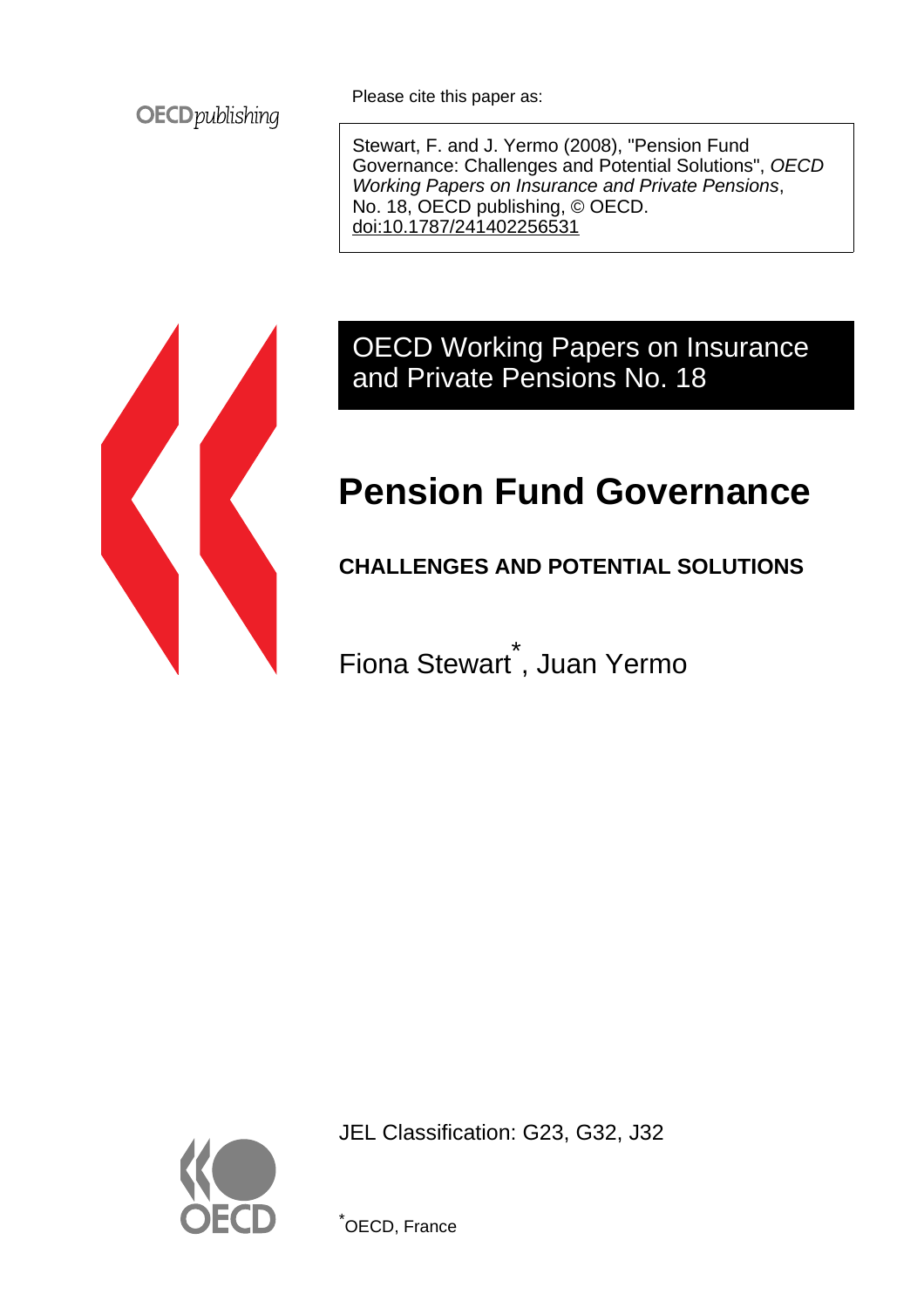OECD*publishing*

Please cite this paper as:

Stewart, F. and J. Yermo (2008), "Pension Fund Governance: Challenges and Potential Solutions", *OECD Working Papers on Insurance and Private Pensions*, No. 18, OECD publishing, © OECD. doi:10.1787/241402256531

OECD Working Papers on Insurance and Private Pensions No. 18

# Pension Fund Governance

## CHALLENGES AND POTENTIAL SOLUTIONS

Fiona Stewart*, Juan Yermo

JEL Classification: G23, G32, J32

*OECD, France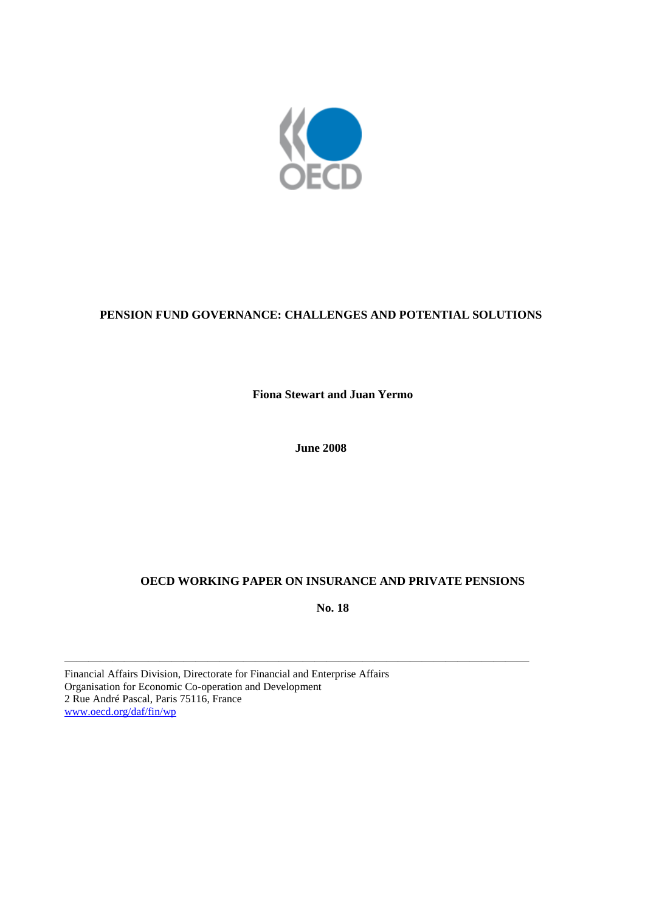**PENSION FUND GOVERNANCE: CHALLENGES AND POTENTIAL SOLUTIONS**

**Fiona Stewart and Juan Yermo**

**June 2008**

**OECD WORKING PAPER ON INSURANCE AND PRIVATE PENSIONS**

**No. 18**

---

Financial Affairs Division, Directorate for Financial and Enterprise Affairs
Organisation for Economic Co-operation and Development
2 Rue André Pascal, Paris 75116, France
[www.oecd.org/daf/fin/wp](http://www.oecd.org/daf/fin/wp)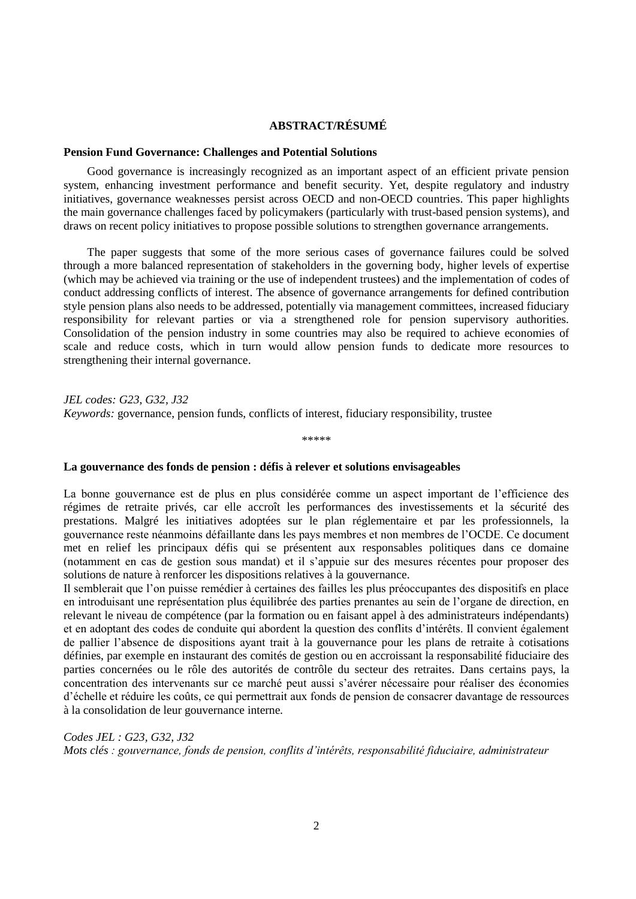## ABSTRACT/RÉSUMÉ

### Pension Fund Governance: Challenges and Potential Solutions

Good governance is increasingly recognized as an important aspect of an efficient private pension system, enhancing investment performance and benefit security. Yet, despite regulatory and industry initiatives, governance weaknesses persist across OECD and non-OECD countries. This paper highlights the main governance challenges faced by policymakers (particularly with trust-based pension systems), and draws on recent policy initiatives to propose possible solutions to strengthen governance arrangements.

The paper suggests that some of the more serious cases of governance failures could be solved through a more balanced representation of stakeholders in the governing body, higher levels of expertise (which may be achieved via training or the use of independent trustees) and the implementation of codes of conduct addressing conflicts of interest. The absence of governance arrangements for defined contribution style pension plans also needs to be addressed, potentially via management committees, increased fiduciary responsibility for relevant parties or via a strengthened role for pension supervisory authorities. Consolidation of the pension industry in some countries may also be required to achieve economies of scale and reduce costs, which in turn would allow pension funds to dedicate more resources to strengthening their internal governance.

*JEL codes: G23, G32, J32*
*Keywords:* governance, pension funds, conflicts of interest, fiduciary responsibility, trustee

*****

### La gouvernance des fonds de pension : défis à relever et solutions envisageables

La bonne gouvernance est de plus en plus considérée comme un aspect important de l'efficience des régimes de retraite privés, car elle accroît les performances des investissements et la sécurité des prestations. Malgré les initiatives adoptées sur le plan réglementaire et par les professionnels, la gouvernance reste néanmoins défaillante dans les pays membres et non membres de l'OCDE. Ce document met en relief les principaux défis qui se présentent aux responsables politiques dans ce domaine (notamment en cas de gestion sous mandat) et il s'appuie sur des mesures récentes pour proposer des solutions de nature à renforcer les dispositions relatives à la gouvernance.

Il semblerait que l'on puisse remédier à certaines des failles les plus préoccupantes des dispositifs en place en introduisant une représentation plus équilibrée des parties prenantes au sein de l'organe de direction, en relevant le niveau de compétence (par la formation ou en faisant appel à des administrateurs indépendants) et en adoptant des codes de conduite qui abordent la question des conflits d'intérêts. Il convient également de pallier l'absence de dispositions ayant trait à la gouvernance pour les plans de retraite à cotisations définies, par exemple en instaurant des comités de gestion ou en accroissant la responsabilité fiduciaire des parties concernées ou le rôle des autorités de contrôle du secteur des retraites. Dans certains pays, la concentration des intervenants sur ce marché peut aussi s'avérer nécessaire pour réaliser des économies d'échelle et réduire les coûts, ce qui permettrait aux fonds de pension de consacrer davantage de ressources à la consolidation de leur gouvernance interne.

*Codes JEL : G23, G32, J32*
*Mots clés : gouvernance, fonds de pension, conflits d'intérêts, responsabilité fiduciaire, administrateur*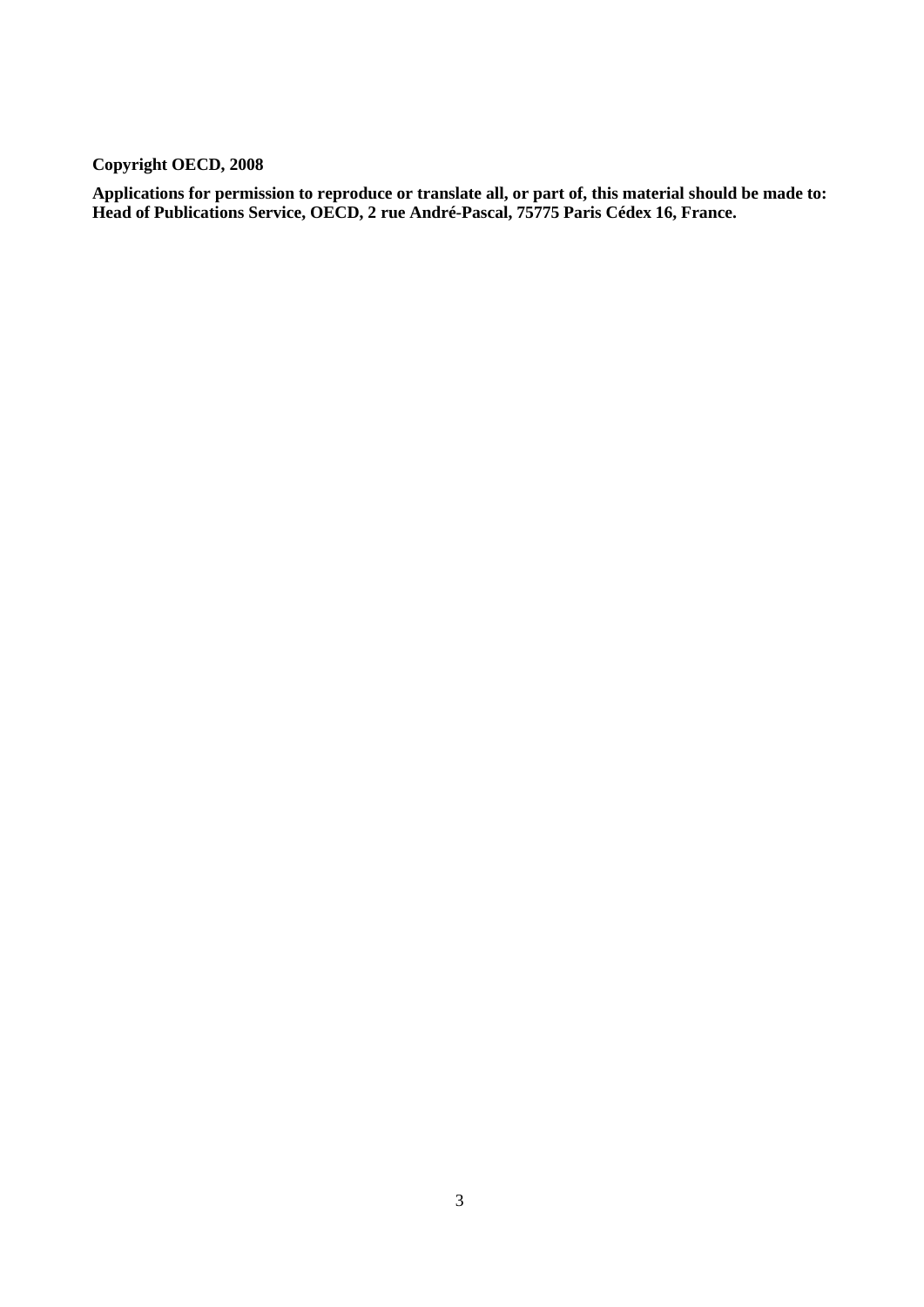**Copyright OECD, 2008**

**Applications for permission to reproduce or translate all, or part of, this material should be made to: Head of Publications Service, OECD, 2 rue André-Pascal, 75775 Paris Cédex 16, France.**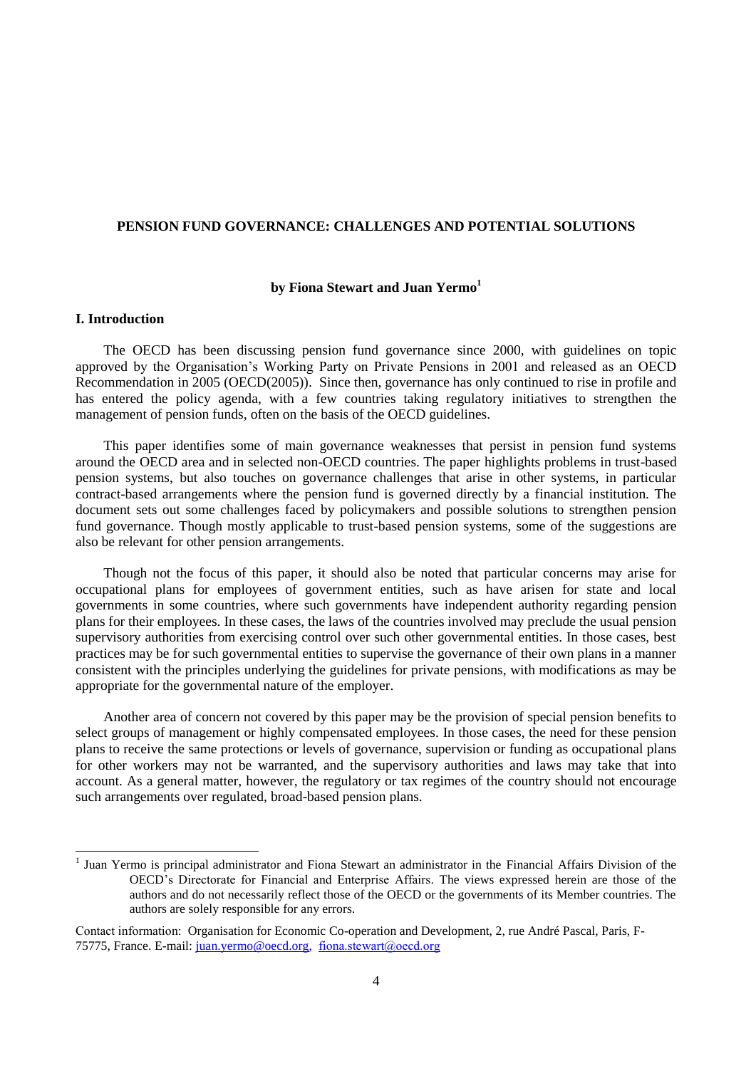# PENSION FUND GOVERNANCE: CHALLENGES AND POTENTIAL SOLUTIONS

**by Fiona Stewart and Juan Yermo[1]**

## I. Introduction

The OECD has been discussing pension fund governance since 2000, with guidelines on topic approved by the Organisation's Working Party on Private Pensions in 2001 and released as an OECD Recommendation in 2005 (OECD(2005)). Since then, governance has only continued to rise in profile and has entered the policy agenda, with a few countries taking regulatory initiatives to strengthen the management of pension funds, often on the basis of the OECD guidelines.

This paper identifies some of main governance weaknesses that persist in pension fund systems around the OECD area and in selected non-OECD countries. The paper highlights problems in trust-based pension systems, but also touches on governance challenges that arise in other systems, in particular contract-based arrangements where the pension fund is governed directly by a financial institution. The document sets out some challenges faced by policymakers and possible solutions to strengthen pension fund governance. Though mostly applicable to trust-based pension systems, some of the suggestions are also be relevant for other pension arrangements.

Though not the focus of this paper, it should also be noted that particular concerns may arise for occupational plans for employees of government entities, such as have arisen for state and local governments in some countries, where such governments have independent authority regarding pension plans for their employees. In these cases, the laws of the countries involved may preclude the usual pension supervisory authorities from exercising control over such other governmental entities. In those cases, best practices may be for such governmental entities to supervise the governance of their own plans in a manner consistent with the principles underlying the guidelines for private pensions, with modifications as may be appropriate for the governmental nature of the employer.

Another area of concern not covered by this paper may be the provision of special pension benefits to select groups of management or highly compensated employees. In those cases, the need for these pension plans to receive the same protections or levels of governance, supervision or funding as occupational plans for other workers may not be warranted, and the supervisory authorities and laws may take that into account. As a general matter, however, the regulatory or tax regimes of the country should not encourage such arrangements over regulated, broad-based pension plans.

---

[1] Juan Yermo is principal administrator and Fiona Stewart an administrator in the Financial Affairs Division of the OECD's Directorate for Financial and Enterprise Affairs. The views expressed herein are those of the authors and do not necessarily reflect those of the OECD or the governments of its Member countries. The authors are solely responsible for any errors.

Contact information: Organisation for Economic Co-operation and Development, 2, rue André Pascal, Paris, F-75775, France. E-mail: juan.yermo@oecd.org, fiona.stewart@oecd.org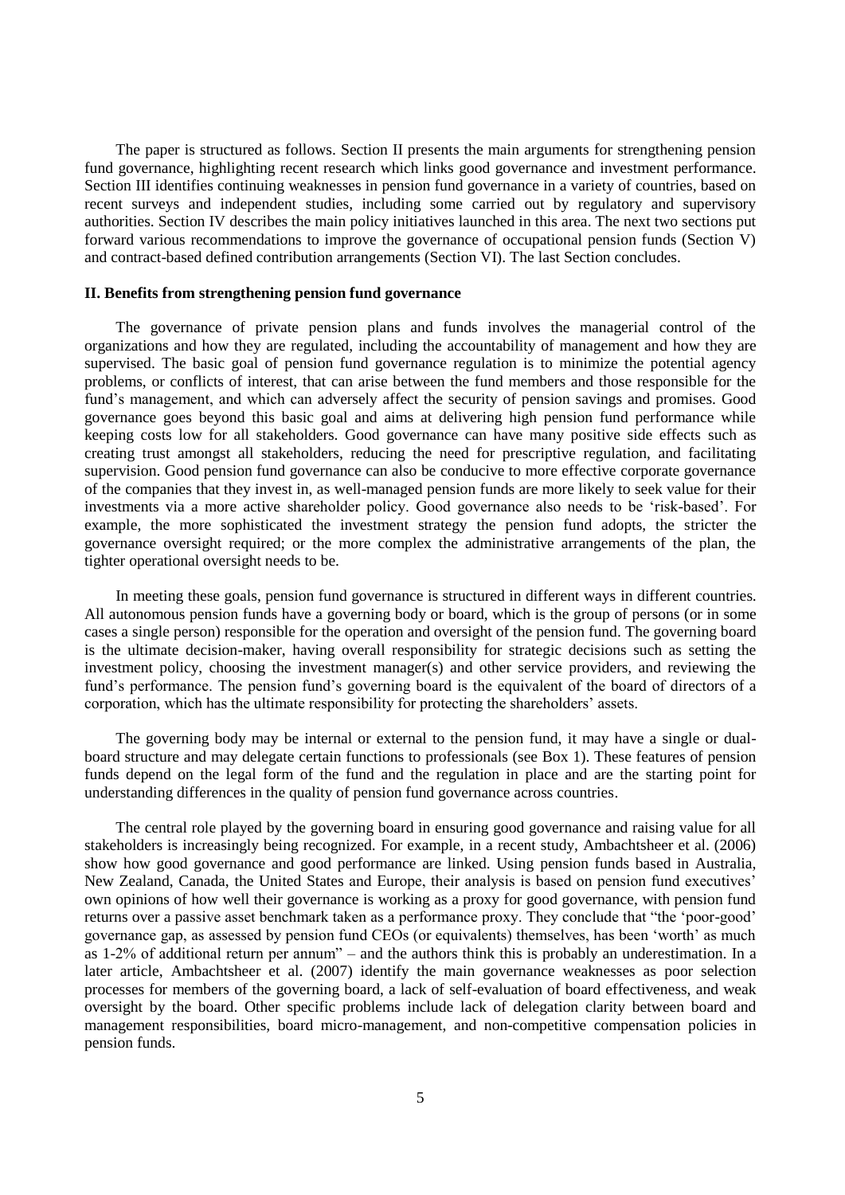The paper is structured as follows. Section II presents the main arguments for strengthening pension fund governance, highlighting recent research which links good governance and investment performance. Section III identifies continuing weaknesses in pension fund governance in a variety of countries, based on recent surveys and independent studies, including some carried out by regulatory and supervisory authorities. Section IV describes the main policy initiatives launched in this area. The next two sections put forward various recommendations to improve the governance of occupational pension funds (Section V) and contract-based defined contribution arrangements (Section VI). The last Section concludes.

## II. Benefits from strengthening pension fund governance

The governance of private pension plans and funds involves the managerial control of the organizations and how they are regulated, including the accountability of management and how they are supervised. The basic goal of pension fund governance regulation is to minimize the potential agency problems, or conflicts of interest, that can arise between the fund members and those responsible for the fund's management, and which can adversely affect the security of pension savings and promises. Good governance goes beyond this basic goal and aims at delivering high pension fund performance while keeping costs low for all stakeholders. Good governance can have many positive side effects such as creating trust amongst all stakeholders, reducing the need for prescriptive regulation, and facilitating supervision. Good pension fund governance can also be conducive to more effective corporate governance of the companies that they invest in, as well-managed pension funds are more likely to seek value for their investments via a more active shareholder policy. Good governance also needs to be 'risk-based'. For example, the more sophisticated the investment strategy the pension fund adopts, the stricter the governance oversight required; or the more complex the administrative arrangements of the plan, the tighter operational oversight needs to be.

In meeting these goals, pension fund governance is structured in different ways in different countries. All autonomous pension funds have a governing body or board, which is the group of persons (or in some cases a single person) responsible for the operation and oversight of the pension fund. The governing board is the ultimate decision-maker, having overall responsibility for strategic decisions such as setting the investment policy, choosing the investment manager(s) and other service providers, and reviewing the fund's performance. The pension fund's governing board is the equivalent of the board of directors of a corporation, which has the ultimate responsibility for protecting the shareholders' assets.

The governing body may be internal or external to the pension fund, it may have a single or dual-board structure and may delegate certain functions to professionals (see Box 1). These features of pension funds depend on the legal form of the fund and the regulation in place and are the starting point for understanding differences in the quality of pension fund governance across countries.

The central role played by the governing board in ensuring good governance and raising value for all stakeholders is increasingly being recognized. For example, in a recent study, Ambachtsheer et al. (2006) show how good governance and good performance are linked. Using pension funds based in Australia, New Zealand, Canada, the United States and Europe, their analysis is based on pension fund executives' own opinions of how well their governance is working as a proxy for good governance, with pension fund returns over a passive asset benchmark taken as a performance proxy. They conclude that "the 'poor-good' governance gap, as assessed by pension fund CEOs (or equivalents) themselves, has been 'worth' as much as 1-2% of additional return per annum" – and the authors think this is probably an underestimation. In a later article, Ambachtsheer et al. (2007) identify the main governance weaknesses as poor selection processes for members of the governing board, a lack of self-evaluation of board effectiveness, and weak oversight by the board. Other specific problems include lack of delegation clarity between board and management responsibilities, board micro-management, and non-competitive compensation policies in pension funds.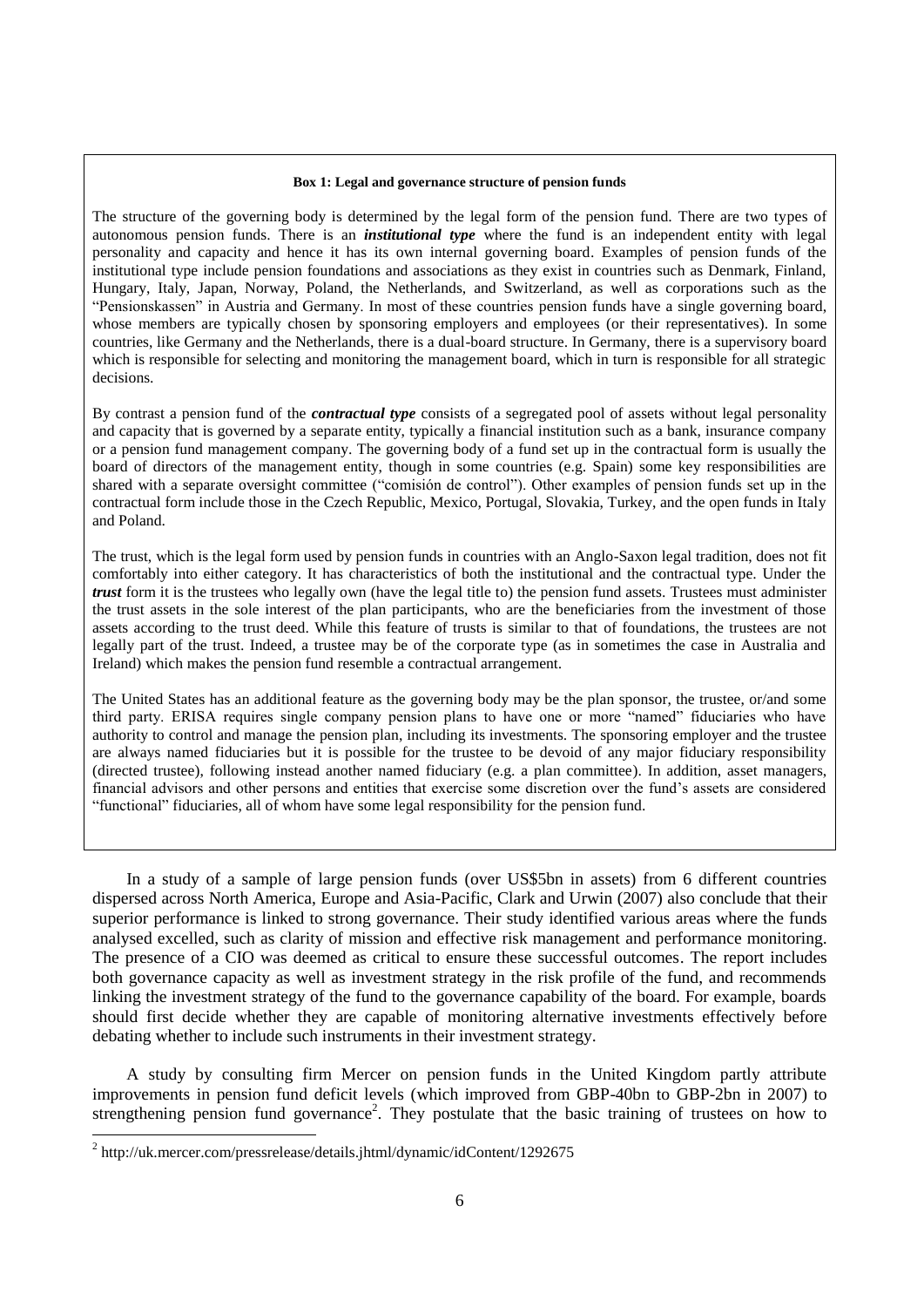**Box 1: Legal and governance structure of pension funds**

The structure of the governing body is determined by the legal form of the pension fund. There are two types of autonomous pension funds. There is an ***institutional type*** where the fund is an independent entity with legal personality and capacity and hence it has its own internal governing board. Examples of pension funds of the institutional type include pension foundations and associations as they exist in countries such as Denmark, Finland, Hungary, Italy, Japan, Norway, Poland, the Netherlands, and Switzerland, as well as corporations such as the "Pensionskassen" in Austria and Germany. In most of these countries pension funds have a single governing board, whose members are typically chosen by sponsoring employers and employees (or their representatives). In some countries, like Germany and the Netherlands, there is a dual-board structure. In Germany, there is a supervisory board which is responsible for selecting and monitoring the management board, which in turn is responsible for all strategic decisions.

By contrast a pension fund of the ***contractual type*** consists of a segregated pool of assets without legal personality and capacity that is governed by a separate entity, typically a financial institution such as a bank, insurance company or a pension fund management company. The governing body of a fund set up in the contractual form is usually the board of directors of the management entity, though in some countries (e.g. Spain) some key responsibilities are shared with a separate oversight committee ("comisión de control"). Other examples of pension funds set up in the contractual form include those in the Czech Republic, Mexico, Portugal, Slovakia, Turkey, and the open funds in Italy and Poland.

The trust, which is the legal form used by pension funds in countries with an Anglo-Saxon legal tradition, does not fit comfortably into either category. It has characteristics of both the institutional and the contractual type. Under the ***trust*** form it is the trustees who legally own (have the legal title to) the pension fund assets. Trustees must administer the trust assets in the sole interest of the plan participants, who are the beneficiaries from the investment of those assets according to the trust deed. While this feature of trusts is similar to that of foundations, the trustees are not legally part of the trust. Indeed, a trustee may be of the corporate type (as in sometimes the case in Australia and Ireland) which makes the pension fund resemble a contractual arrangement.

The United States has an additional feature as the governing body may be the plan sponsor, the trustee, or/and some third party. ERISA requires single company pension plans to have one or more "named" fiduciaries who have authority to control and manage the pension plan, including its investments. The sponsoring employer and the trustee are always named fiduciaries but it is possible for the trustee to be devoid of any major fiduciary responsibility (directed trustee), following instead another named fiduciary (e.g. a plan committee). In addition, asset managers, financial advisors and other persons and entities that exercise some discretion over the fund's assets are considered "functional" fiduciaries, all of whom have some legal responsibility for the pension fund.

In a study of a sample of large pension funds (over US$5bn in assets) from 6 different countries dispersed across North America, Europe and Asia-Pacific, Clark and Urwin (2007) also conclude that their superior performance is linked to strong governance. Their study identified various areas where the funds analysed excelled, such as clarity of mission and effective risk management and performance monitoring. The presence of a CIO was deemed as critical to ensure these successful outcomes. The report includes both governance capacity as well as investment strategy in the risk profile of the fund, and recommends linking the investment strategy of the fund to the governance capability of the board. For example, boards should first decide whether they are capable of monitoring alternative investments effectively before debating whether to include such instruments in their investment strategy.

A study by consulting firm Mercer on pension funds in the United Kingdom partly attribute improvements in pension fund deficit levels (which improved from GBP-40bn to GBP-2bn in 2007) to strengthening pension fund governance[2]. They postulate that the basic training of trustees on how to

[2] http://uk.mercer.com/pressrelease/details.jhtml/dynamic/idContent/1292675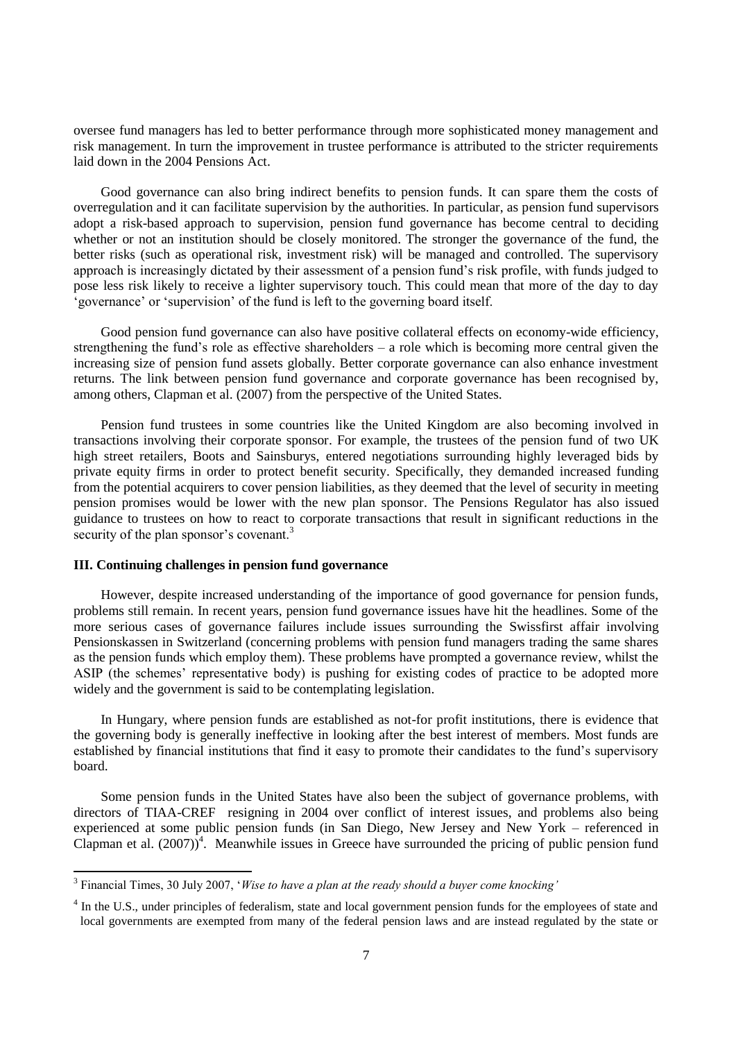oversee fund managers has led to better performance through more sophisticated money management and risk management. In turn the improvement in trustee performance is attributed to the stricter requirements laid down in the 2004 Pensions Act.

Good governance can also bring indirect benefits to pension funds. It can spare them the costs of overregulation and it can facilitate supervision by the authorities. In particular, as pension fund supervisors adopt a risk-based approach to supervision, pension fund governance has become central to deciding whether or not an institution should be closely monitored. The stronger the governance of the fund, the better risks (such as operational risk, investment risk) will be managed and controlled. The supervisory approach is increasingly dictated by their assessment of a pension fund's risk profile, with funds judged to pose less risk likely to receive a lighter supervisory touch. This could mean that more of the day to day 'governance' or 'supervision' of the fund is left to the governing board itself.

Good pension fund governance can also have positive collateral effects on economy-wide efficiency, strengthening the fund's role as effective shareholders – a role which is becoming more central given the increasing size of pension fund assets globally. Better corporate governance can also enhance investment returns. The link between pension fund governance and corporate governance has been recognised by, among others, Clapman et al. (2007) from the perspective of the United States.

Pension fund trustees in some countries like the United Kingdom are also becoming involved in transactions involving their corporate sponsor. For example, the trustees of the pension fund of two UK high street retailers, Boots and Sainsburys, entered negotiations surrounding highly leveraged bids by private equity firms in order to protect benefit security. Specifically, they demanded increased funding from the potential acquirers to cover pension liabilities, as they deemed that the level of security in meeting pension promises would be lower with the new plan sponsor. The Pensions Regulator has also issued guidance to trustees on how to react to corporate transactions that result in significant reductions in the security of the plan sponsor's covenant.[3]

### III. Continuing challenges in pension fund governance

However, despite increased understanding of the importance of good governance for pension funds, problems still remain. In recent years, pension fund governance issues have hit the headlines. Some of the more serious cases of governance failures include issues surrounding the Swissfirst affair involving Pensionskassen in Switzerland (concerning problems with pension fund managers trading the same shares as the pension funds which employ them). These problems have prompted a governance review, whilst the ASIP (the schemes' representative body) is pushing for existing codes of practice to be adopted more widely and the government is said to be contemplating legislation.

In Hungary, where pension funds are established as not-for profit institutions, there is evidence that the governing body is generally ineffective in looking after the best interest of members. Most funds are established by financial institutions that find it easy to promote their candidates to the fund's supervisory board.

Some pension funds in the United States have also been the subject of governance problems, with directors of TIAA-CREF resigning in 2004 over conflict of interest issues, and problems also being experienced at some public pension funds (in San Diego, New Jersey and New York – referenced in Clapman et al. (2007))[4]. Meanwhile issues in Greece have surrounded the pricing of public pension fund

---

[3] Financial Times, 30 July 2007, '*Wise to have a plan at the ready should a buyer come knocking'*

[4] In the U.S., under principles of federalism, state and local government pension funds for the employees of state and local governments are exempted from many of the federal pension laws and are instead regulated by the state or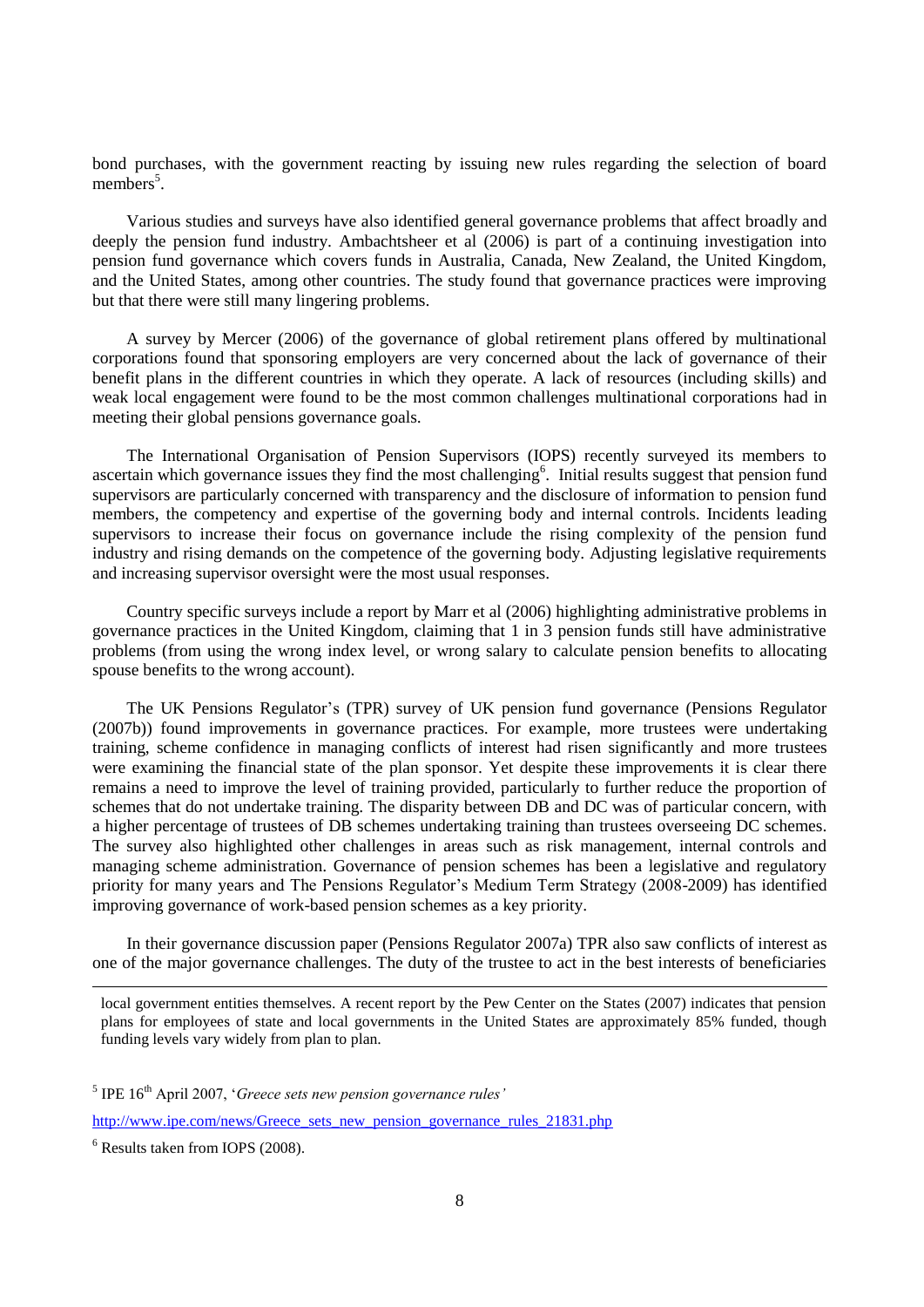bond purchases, with the government reacting by issuing new rules regarding the selection of board members[5].

Various studies and surveys have also identified general governance problems that affect broadly and deeply the pension fund industry. Ambachtsheer et al (2006) is part of a continuing investigation into pension fund governance which covers funds in Australia, Canada, New Zealand, the United Kingdom, and the United States, among other countries. The study found that governance practices were improving but that there were still many lingering problems.

A survey by Mercer (2006) of the governance of global retirement plans offered by multinational corporations found that sponsoring employers are very concerned about the lack of governance of their benefit plans in the different countries in which they operate. A lack of resources (including skills) and weak local engagement were found to be the most common challenges multinational corporations had in meeting their global pensions governance goals.

The International Organisation of Pension Supervisors (IOPS) recently surveyed its members to ascertain which governance issues they find the most challenging[6]. Initial results suggest that pension fund supervisors are particularly concerned with transparency and the disclosure of information to pension fund members, the competency and expertise of the governing body and internal controls. Incidents leading supervisors to increase their focus on governance include the rising complexity of the pension fund industry and rising demands on the competence of the governing body. Adjusting legislative requirements and increasing supervisor oversight were the most usual responses.

Country specific surveys include a report by Marr et al (2006) highlighting administrative problems in governance practices in the United Kingdom, claiming that 1 in 3 pension funds still have administrative problems (from using the wrong index level, or wrong salary to calculate pension benefits to allocating spouse benefits to the wrong account).

The UK Pensions Regulator's (TPR) survey of UK pension fund governance (Pensions Regulator (2007b)) found improvements in governance practices. For example, more trustees were undertaking training, scheme confidence in managing conflicts of interest had risen significantly and more trustees were examining the financial state of the plan sponsor. Yet despite these improvements it is clear there remains a need to improve the level of training provided, particularly to further reduce the proportion of schemes that do not undertake training. The disparity between DB and DC was of particular concern, with a higher percentage of trustees of DB schemes undertaking training than trustees overseeing DC schemes. The survey also highlighted other challenges in areas such as risk management, internal controls and managing scheme administration. Governance of pension schemes has been a legislative and regulatory priority for many years and The Pensions Regulator's Medium Term Strategy (2008-2009) has identified improving governance of work-based pension schemes as a key priority.

In their governance discussion paper (Pensions Regulator 2007a) TPR also saw conflicts of interest as one of the major governance challenges. The duty of the trustee to act in the best interests of beneficiaries

---

local government entities themselves. A recent report by the Pew Center on the States (2007) indicates that pension plans for employees of state and local governments in the United States are approximately 85% funded, though funding levels vary widely from plan to plan.

[5] IPE 16th April 2007, '*Greece sets new pension governance rules'* http://www.ipe.com/news/Greece_sets_new_pension_governance_rules_21831.php

[6] Results taken from IOPS (2008).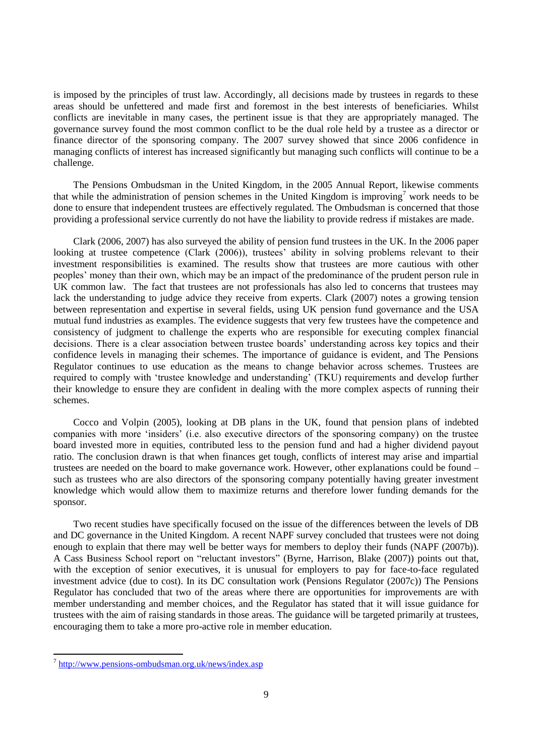is imposed by the principles of trust law. Accordingly, all decisions made by trustees in regards to these areas should be unfettered and made first and foremost in the best interests of beneficiaries. Whilst conflicts are inevitable in many cases, the pertinent issue is that they are appropriately managed. The governance survey found the most common conflict to be the dual role held by a trustee as a director or finance director of the sponsoring company. The 2007 survey showed that since 2006 confidence in managing conflicts of interest has increased significantly but managing such conflicts will continue to be a challenge.

The Pensions Ombudsman in the United Kingdom, in the 2005 Annual Report, likewise comments that while the administration of pension schemes in the United Kingdom is improving[7] work needs to be done to ensure that independent trustees are effectively regulated. The Ombudsman is concerned that those providing a professional service currently do not have the liability to provide redress if mistakes are made.

Clark (2006, 2007) has also surveyed the ability of pension fund trustees in the UK. In the 2006 paper looking at trustee competence (Clark (2006)), trustees' ability in solving problems relevant to their investment responsibilities is examined. The results show that trustees are more cautious with other peoples' money than their own, which may be an impact of the predominance of the prudent person rule in UK common law. The fact that trustees are not professionals has also led to concerns that trustees may lack the understanding to judge advice they receive from experts. Clark (2007) notes a growing tension between representation and expertise in several fields, using UK pension fund governance and the USA mutual fund industries as examples. The evidence suggests that very few trustees have the competence and consistency of judgment to challenge the experts who are responsible for executing complex financial decisions. There is a clear association between trustee boards' understanding across key topics and their confidence levels in managing their schemes. The importance of guidance is evident, and The Pensions Regulator continues to use education as the means to change behavior across schemes. Trustees are required to comply with 'trustee knowledge and understanding' (TKU) requirements and develop further their knowledge to ensure they are confident in dealing with the more complex aspects of running their schemes.

Cocco and Volpin (2005), looking at DB plans in the UK, found that pension plans of indebted companies with more 'insiders' (i.e. also executive directors of the sponsoring company) on the trustee board invested more in equities, contributed less to the pension fund and had a higher dividend payout ratio. The conclusion drawn is that when finances get tough, conflicts of interest may arise and impartial trustees are needed on the board to make governance work. However, other explanations could be found – such as trustees who are also directors of the sponsoring company potentially having greater investment knowledge which would allow them to maximize returns and therefore lower funding demands for the sponsor.

Two recent studies have specifically focused on the issue of the differences between the levels of DB and DC governance in the United Kingdom. A recent NAPF survey concluded that trustees were not doing enough to explain that there may well be better ways for members to deploy their funds (NAPF (2007b)). A Cass Business School report on "reluctant investors" (Byrne, Harrison, Blake (2007)) points out that, with the exception of senior executives, it is unusual for employers to pay for face-to-face regulated investment advice (due to cost). In its DC consultation work (Pensions Regulator (2007c)) The Pensions Regulator has concluded that two of the areas where there are opportunities for improvements are with member understanding and member choices, and the Regulator has stated that it will issue guidance for trustees with the aim of raising standards in those areas. The guidance will be targeted primarily at trustees, encouraging them to take a more pro-active role in member education.

[7] http://www.pensions-ombudsman.org.uk/news/index.asp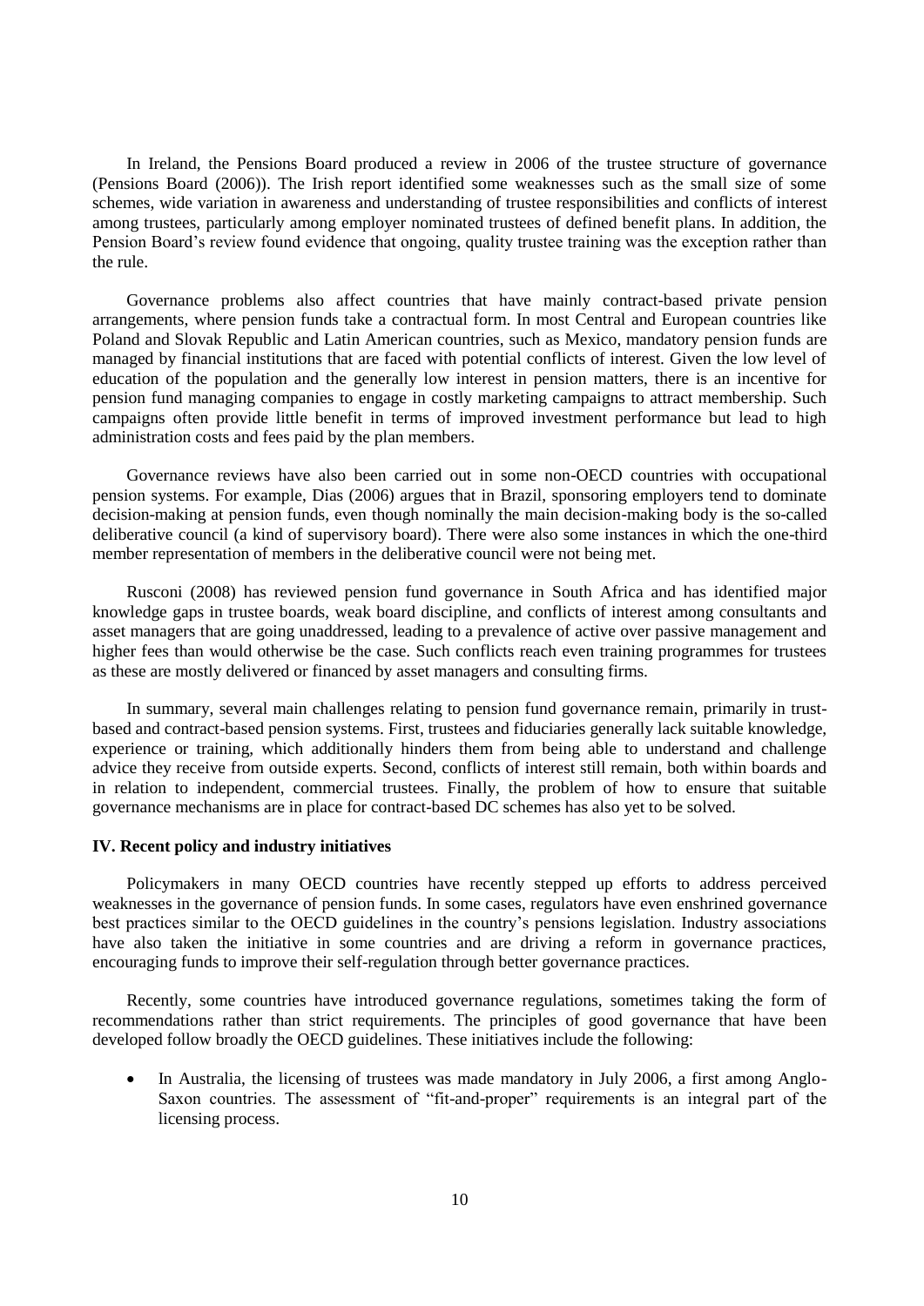In Ireland, the Pensions Board produced a review in 2006 of the trustee structure of governance (Pensions Board (2006)). The Irish report identified some weaknesses such as the small size of some schemes, wide variation in awareness and understanding of trustee responsibilities and conflicts of interest among trustees, particularly among employer nominated trustees of defined benefit plans. In addition, the Pension Board's review found evidence that ongoing, quality trustee training was the exception rather than the rule.

Governance problems also affect countries that have mainly contract-based private pension arrangements, where pension funds take a contractual form. In most Central and European countries like Poland and Slovak Republic and Latin American countries, such as Mexico, mandatory pension funds are managed by financial institutions that are faced with potential conflicts of interest. Given the low level of education of the population and the generally low interest in pension matters, there is an incentive for pension fund managing companies to engage in costly marketing campaigns to attract membership. Such campaigns often provide little benefit in terms of improved investment performance but lead to high administration costs and fees paid by the plan members.

Governance reviews have also been carried out in some non-OECD countries with occupational pension systems. For example, Dias (2006) argues that in Brazil, sponsoring employers tend to dominate decision-making at pension funds, even though nominally the main decision-making body is the so-called deliberative council (a kind of supervisory board). There were also some instances in which the one-third member representation of members in the deliberative council were not being met.

Rusconi (2008) has reviewed pension fund governance in South Africa and has identified major knowledge gaps in trustee boards, weak board discipline, and conflicts of interest among consultants and asset managers that are going unaddressed, leading to a prevalence of active over passive management and higher fees than would otherwise be the case. Such conflicts reach even training programmes for trustees as these are mostly delivered or financed by asset managers and consulting firms.

In summary, several main challenges relating to pension fund governance remain, primarily in trust-based and contract-based pension systems. First, trustees and fiduciaries generally lack suitable knowledge, experience or training, which additionally hinders them from being able to understand and challenge advice they receive from outside experts. Second, conflicts of interest still remain, both within boards and in relation to independent, commercial trustees. Finally, the problem of how to ensure that suitable governance mechanisms are in place for contract-based DC schemes has also yet to be solved.

## IV. Recent policy and industry initiatives

Policymakers in many OECD countries have recently stepped up efforts to address perceived weaknesses in the governance of pension funds. In some cases, regulators have even enshrined governance best practices similar to the OECD guidelines in the country's pensions legislation. Industry associations have also taken the initiative in some countries and are driving a reform in governance practices, encouraging funds to improve their self-regulation through better governance practices.

Recently, some countries have introduced governance regulations, sometimes taking the form of recommendations rather than strict requirements. The principles of good governance that have been developed follow broadly the OECD guidelines. These initiatives include the following:

- In Australia, the licensing of trustees was made mandatory in July 2006, a first among Anglo-Saxon countries. The assessment of "fit-and-proper" requirements is an integral part of the licensing process.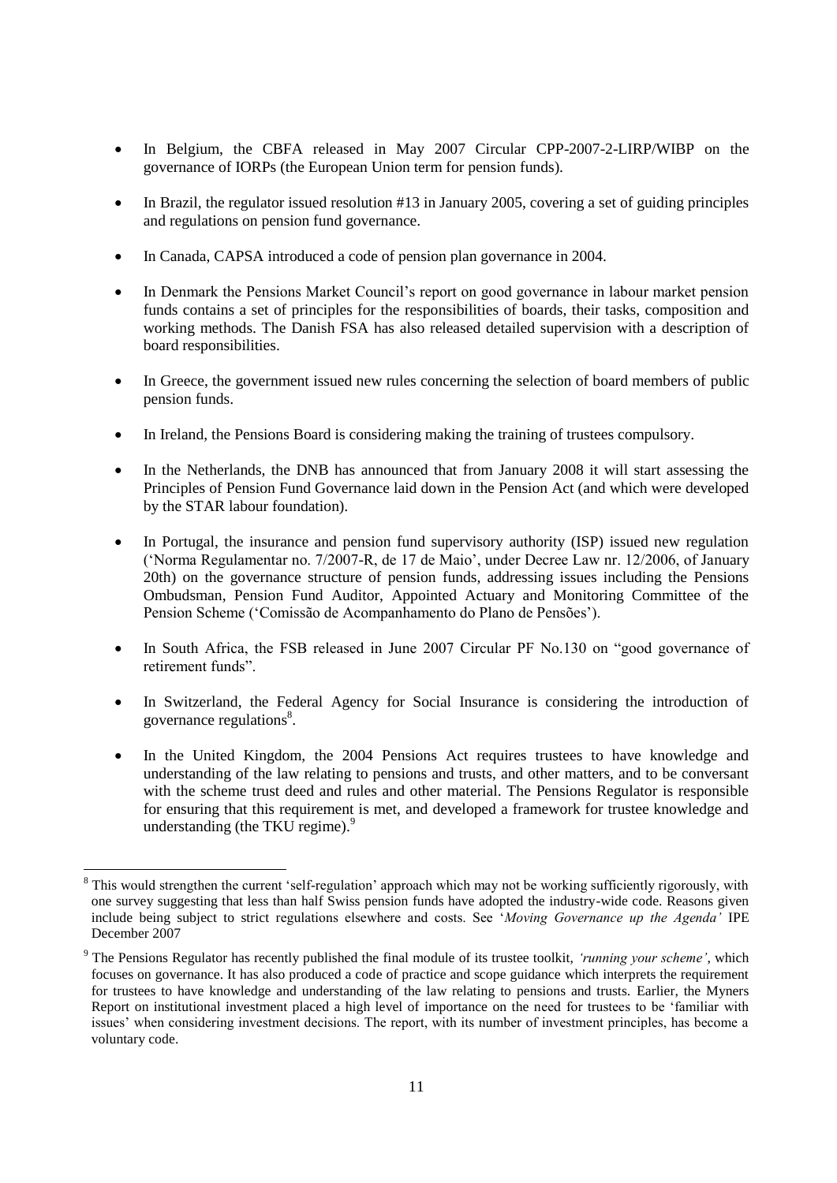- In Belgium, the CBFA released in May 2007 Circular CPP-2007-2-LIRP/WIBP on the governance of IORPs (the European Union term for pension funds).

- In Brazil, the regulator issued resolution #13 in January 2005, covering a set of guiding principles and regulations on pension fund governance.

- In Canada, CAPSA introduced a code of pension plan governance in 2004.

- In Denmark the Pensions Market Council's report on good governance in labour market pension funds contains a set of principles for the responsibilities of boards, their tasks, composition and working methods. The Danish FSA has also released detailed supervision with a description of board responsibilities.

- In Greece, the government issued new rules concerning the selection of board members of public pension funds.

- In Ireland, the Pensions Board is considering making the training of trustees compulsory.

- In the Netherlands, the DNB has announced that from January 2008 it will start assessing the Principles of Pension Fund Governance laid down in the Pension Act (and which were developed by the STAR labour foundation).

- In Portugal, the insurance and pension fund supervisory authority (ISP) issued new regulation ('Norma Regulamentar no. 7/2007-R, de 17 de Maio', under Decree Law nr. 12/2006, of January 20th) on the governance structure of pension funds, addressing issues including the Pensions Ombudsman, Pension Fund Auditor, Appointed Actuary and Monitoring Committee of the Pension Scheme ('Comissão de Acompanhamento do Plano de Pensões').

- In South Africa, the FSB released in June 2007 Circular PF No.130 on "good governance of retirement funds".

- In Switzerland, the Federal Agency for Social Insurance is considering the introduction of governance regulations[8].

- In the United Kingdom, the 2004 Pensions Act requires trustees to have knowledge and understanding of the law relating to pensions and trusts, and other matters, and to be conversant with the scheme trust deed and rules and other material. The Pensions Regulator is responsible for ensuring that this requirement is met, and developed a framework for trustee knowledge and understanding (the TKU regime).[9]

---

[8] This would strengthen the current 'self-regulation' approach which may not be working sufficiently rigorously, with one survey suggesting that less than half Swiss pension funds have adopted the industry-wide code. Reasons given include being subject to strict regulations elsewhere and costs. See '*Moving Governance up the Agenda'* IPE December 2007

[9] The Pensions Regulator has recently published the final module of its trustee toolkit, *'running your scheme'*, which focuses on governance. It has also produced a code of practice and scope guidance which interprets the requirement for trustees to have knowledge and understanding of the law relating to pensions and trusts. Earlier, the Myners Report on institutional investment placed a high level of importance on the need for trustees to be 'familiar with issues' when considering investment decisions. The report, with its number of investment principles, has become a voluntary code.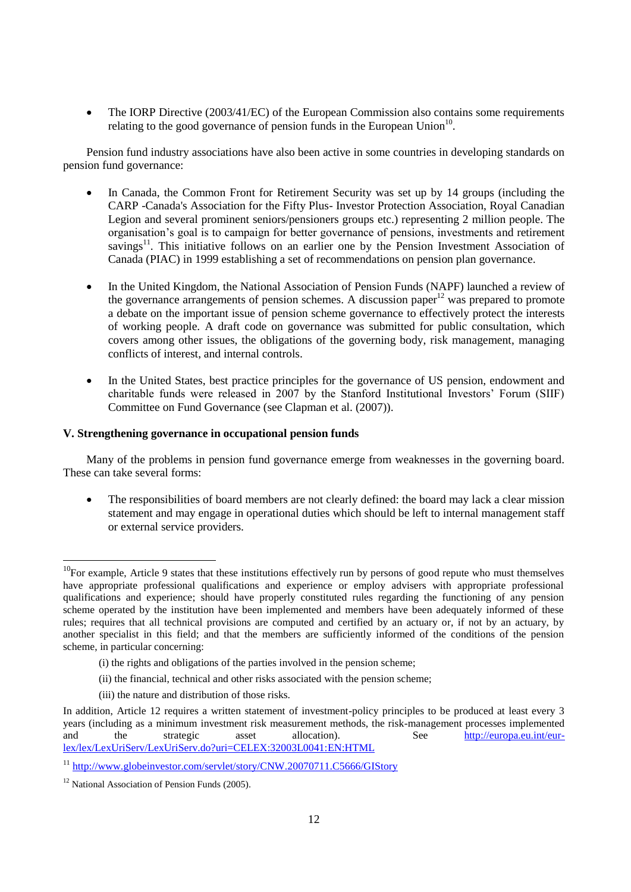- The IORP Directive (2003/41/EC) of the European Commission also contains some requirements relating to the good governance of pension funds in the European Union[10].

Pension fund industry associations have also been active in some countries in developing standards on pension fund governance:

- In Canada, the Common Front for Retirement Security was set up by 14 groups (including the CARP -Canada's Association for the Fifty Plus- Investor Protection Association, Royal Canadian Legion and several prominent seniors/pensioners groups etc.) representing 2 million people. The organisation's goal is to campaign for better governance of pensions, investments and retirement savings[11]. This initiative follows on an earlier one by the Pension Investment Association of Canada (PIAC) in 1999 establishing a set of recommendations on pension plan governance.

- In the United Kingdom, the National Association of Pension Funds (NAPF) launched a review of the governance arrangements of pension schemes. A discussion paper[12] was prepared to promote a debate on the important issue of pension scheme governance to effectively protect the interests of working people. A draft code on governance was submitted for public consultation, which covers among other issues, the obligations of the governing body, risk management, managing conflicts of interest, and internal controls.

- In the United States, best practice principles for the governance of US pension, endowment and charitable funds were released in 2007 by the Stanford Institutional Investors' Forum (SIIF) Committee on Fund Governance (see Clapman et al. (2007)).

## V. Strengthening governance in occupational pension funds

Many of the problems in pension fund governance emerge from weaknesses in the governing board. These can take several forms:

- The responsibilities of board members are not clearly defined: the board may lack a clear mission statement and may engage in operational duties which should be left to internal management staff or external service providers.

---

[10] For example, Article 9 states that these institutions effectively run by persons of good repute who must themselves have appropriate professional qualifications and experience or employ advisers with appropriate professional qualifications and experience; should have properly constituted rules regarding the functioning of any pension scheme operated by the institution have been implemented and members have been adequately informed of these rules; requires that all technical provisions are computed and certified by an actuary or, if not by an actuary, by another specialist in this field; and that the members are sufficiently informed of the conditions of the pension scheme, in particular concerning:

(i) the rights and obligations of the parties involved in the pension scheme;

(ii) the financial, technical and other risks associated with the pension scheme;

(iii) the nature and distribution of those risks.

In addition, Article 12 requires a written statement of investment-policy principles to be produced at least every 3 years (including as a minimum investment risk measurement methods, the risk-management processes implemented and the strategic asset allocation). See http://europa.eu.int/eur-lex/lex/LexUriServ/LexUriServ.do?uri=CELEX:32003L0041:EN:HTML

[11] http://www.globeinvestor.com/servlet/story/CNW.20070711.C5666/GIStory

[12] National Association of Pension Funds (2005).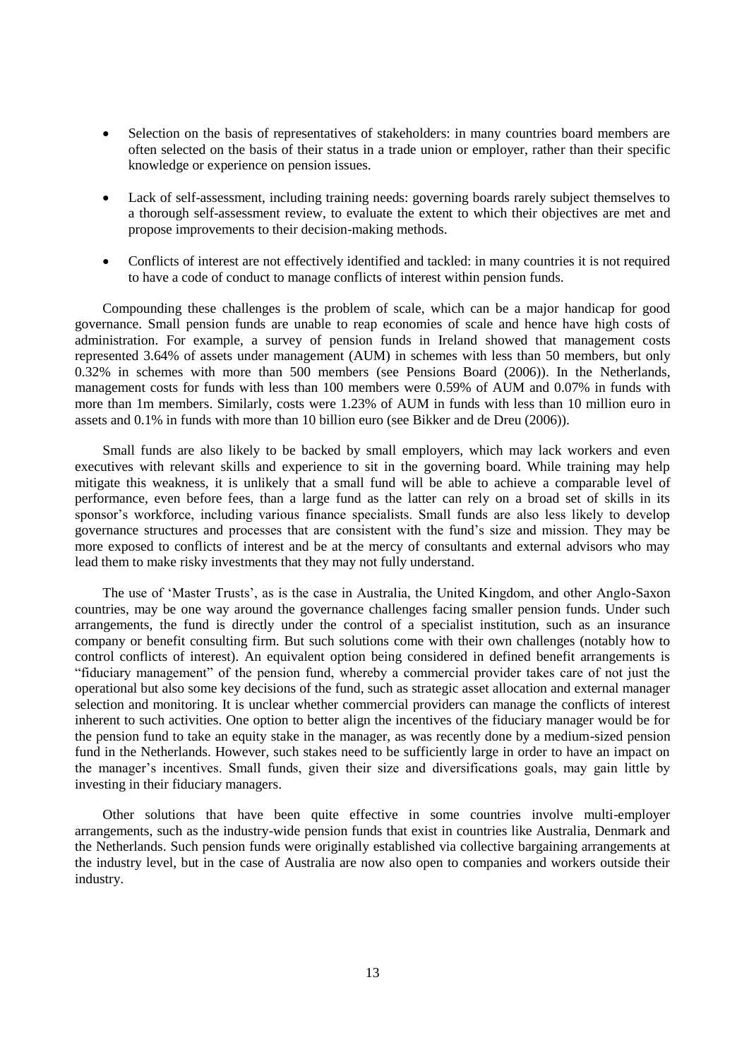- Selection on the basis of representatives of stakeholders: in many countries board members are often selected on the basis of their status in a trade union or employer, rather than their specific knowledge or experience on pension issues.

- Lack of self-assessment, including training needs: governing boards rarely subject themselves to a thorough self-assessment review, to evaluate the extent to which their objectives are met and propose improvements to their decision-making methods.

- Conflicts of interest are not effectively identified and tackled: in many countries it is not required to have a code of conduct to manage conflicts of interest within pension funds.

Compounding these challenges is the problem of scale, which can be a major handicap for good governance. Small pension funds are unable to reap economies of scale and hence have high costs of administration. For example, a survey of pension funds in Ireland showed that management costs represented 3.64% of assets under management (AUM) in schemes with less than 50 members, but only 0.32% in schemes with more than 500 members (see Pensions Board (2006)). In the Netherlands, management costs for funds with less than 100 members were 0.59% of AUM and 0.07% in funds with more than 1m members. Similarly, costs were 1.23% of AUM in funds with less than 10 million euro in assets and 0.1% in funds with more than 10 billion euro (see Bikker and de Dreu (2006)).

Small funds are also likely to be backed by small employers, which may lack workers and even executives with relevant skills and experience to sit in the governing board. While training may help mitigate this weakness, it is unlikely that a small fund will be able to achieve a comparable level of performance, even before fees, than a large fund as the latter can rely on a broad set of skills in its sponsor's workforce, including various finance specialists. Small funds are also less likely to develop governance structures and processes that are consistent with the fund's size and mission. They may be more exposed to conflicts of interest and be at the mercy of consultants and external advisors who may lead them to make risky investments that they may not fully understand.

The use of 'Master Trusts', as is the case in Australia, the United Kingdom, and other Anglo-Saxon countries, may be one way around the governance challenges facing smaller pension funds. Under such arrangements, the fund is directly under the control of a specialist institution, such as an insurance company or benefit consulting firm. But such solutions come with their own challenges (notably how to control conflicts of interest). An equivalent option being considered in defined benefit arrangements is "fiduciary management" of the pension fund, whereby a commercial provider takes care of not just the operational but also some key decisions of the fund, such as strategic asset allocation and external manager selection and monitoring. It is unclear whether commercial providers can manage the conflicts of interest inherent to such activities. One option to better align the incentives of the fiduciary manager would be for the pension fund to take an equity stake in the manager, as was recently done by a medium-sized pension fund in the Netherlands. However, such stakes need to be sufficiently large in order to have an impact on the manager's incentives. Small funds, given their size and diversifications goals, may gain little by investing in their fiduciary managers.

Other solutions that have been quite effective in some countries involve multi-employer arrangements, such as the industry-wide pension funds that exist in countries like Australia, Denmark and the Netherlands. Such pension funds were originally established via collective bargaining arrangements at the industry level, but in the case of Australia are now also open to companies and workers outside their industry.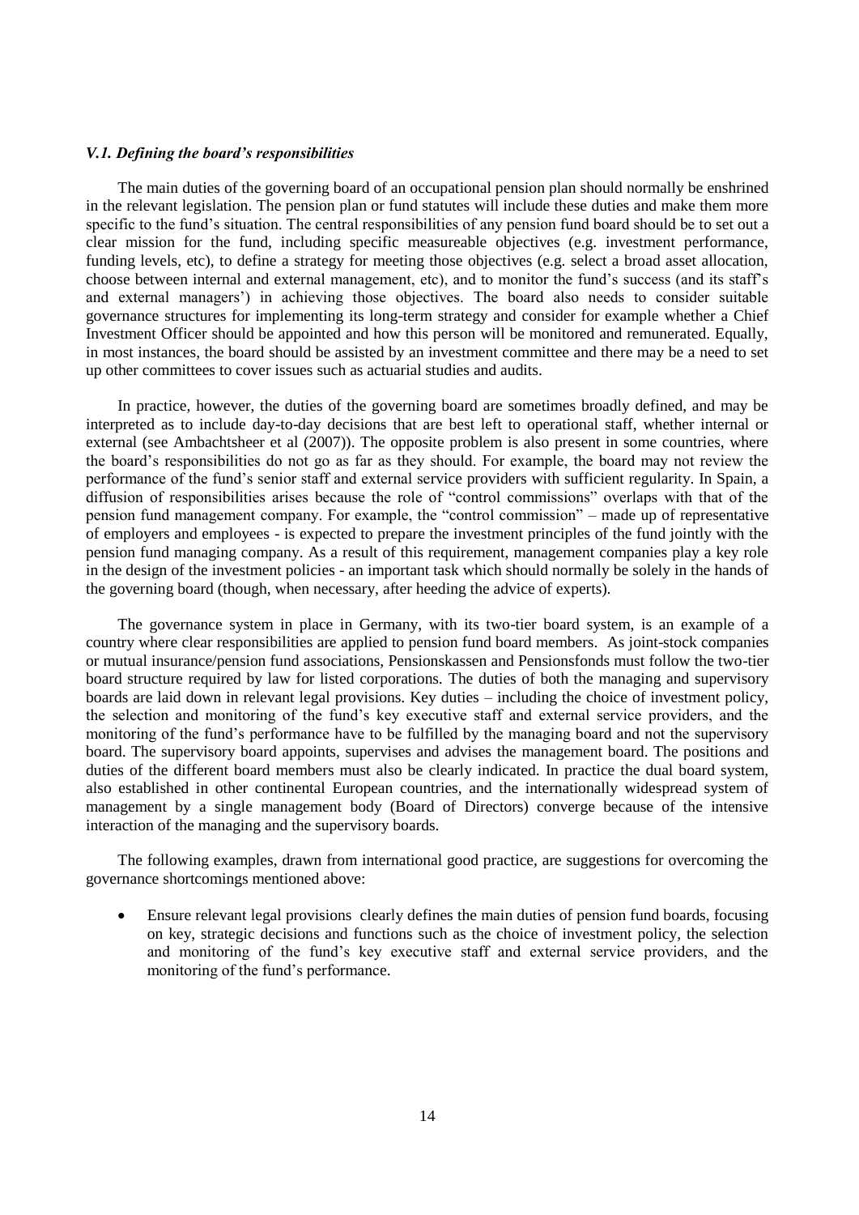### *V.1. Defining the board's responsibilities*

The main duties of the governing board of an occupational pension plan should normally be enshrined in the relevant legislation. The pension plan or fund statutes will include these duties and make them more specific to the fund's situation. The central responsibilities of any pension fund board should be to set out a clear mission for the fund, including specific measureable objectives (e.g. investment performance, funding levels, etc), to define a strategy for meeting those objectives (e.g. select a broad asset allocation, choose between internal and external management, etc), and to monitor the fund's success (and its staff's and external managers') in achieving those objectives. The board also needs to consider suitable governance structures for implementing its long-term strategy and consider for example whether a Chief Investment Officer should be appointed and how this person will be monitored and remunerated. Equally, in most instances, the board should be assisted by an investment committee and there may be a need to set up other committees to cover issues such as actuarial studies and audits.

In practice, however, the duties of the governing board are sometimes broadly defined, and may be interpreted as to include day-to-day decisions that are best left to operational staff, whether internal or external (see Ambachtsheer et al (2007)). The opposite problem is also present in some countries, where the board's responsibilities do not go as far as they should. For example, the board may not review the performance of the fund's senior staff and external service providers with sufficient regularity. In Spain, a diffusion of responsibilities arises because the role of "control commissions" overlaps with that of the pension fund management company. For example, the "control commission" – made up of representative of employers and employees - is expected to prepare the investment principles of the fund jointly with the pension fund managing company. As a result of this requirement, management companies play a key role in the design of the investment policies - an important task which should normally be solely in the hands of the governing board (though, when necessary, after heeding the advice of experts).

The governance system in place in Germany, with its two-tier board system, is an example of a country where clear responsibilities are applied to pension fund board members. As joint-stock companies or mutual insurance/pension fund associations, Pensionskassen and Pensionsfonds must follow the two-tier board structure required by law for listed corporations. The duties of both the managing and supervisory boards are laid down in relevant legal provisions. Key duties – including the choice of investment policy, the selection and monitoring of the fund's key executive staff and external service providers, and the monitoring of the fund's performance have to be fulfilled by the managing board and not the supervisory board. The supervisory board appoints, supervises and advises the management board. The positions and duties of the different board members must also be clearly indicated. In practice the dual board system, also established in other continental European countries, and the internationally widespread system of management by a single management body (Board of Directors) converge because of the intensive interaction of the managing and the supervisory boards.

The following examples, drawn from international good practice, are suggestions for overcoming the governance shortcomings mentioned above:

- Ensure relevant legal provisions clearly defines the main duties of pension fund boards, focusing on key, strategic decisions and functions such as the choice of investment policy, the selection and monitoring of the fund's key executive staff and external service providers, and the monitoring of the fund's performance.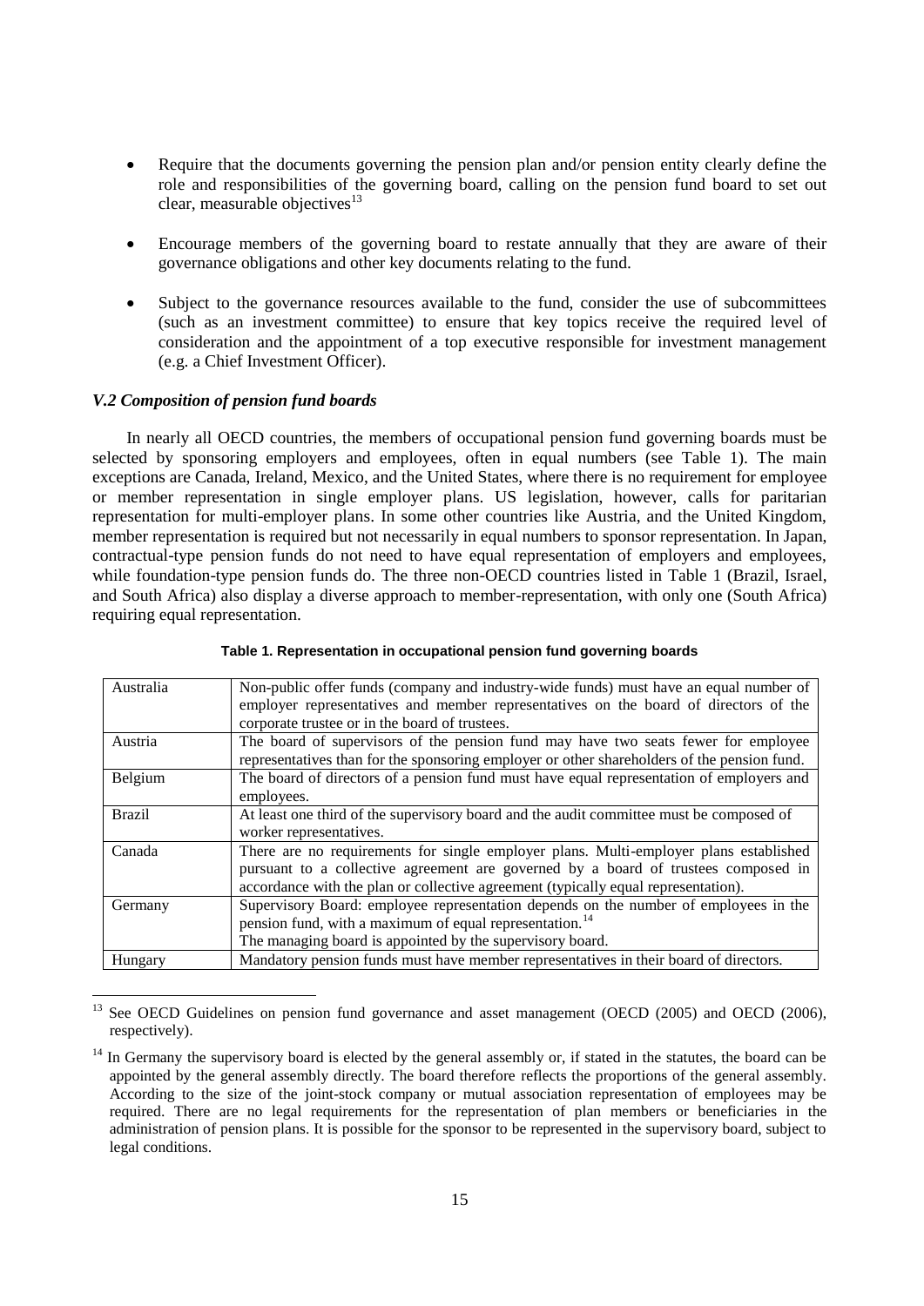- Require that the documents governing the pension plan and/or pension entity clearly define the role and responsibilities of the governing board, calling on the pension fund board to set out clear, measurable objectives[13]

- Encourage members of the governing board to restate annually that they are aware of their governance obligations and other key documents relating to the fund.

- Subject to the governance resources available to the fund, consider the use of subcommittees (such as an investment committee) to ensure that key topics receive the required level of consideration and the appointment of a top executive responsible for investment management (e.g. a Chief Investment Officer).

### *V.2 Composition of pension fund boards*

In nearly all OECD countries, the members of occupational pension fund governing boards must be selected by sponsoring employers and employees, often in equal numbers (see Table 1). The main exceptions are Canada, Ireland, Mexico, and the United States, where there is no requirement for employee or member representation in single employer plans. US legislation, however, calls for paritarian representation for multi-employer plans. In some other countries like Austria, and the United Kingdom, member representation is required but not necessarily in equal numbers to sponsor representation. In Japan, contractual-type pension funds do not need to have equal representation of employers and employees, while foundation-type pension funds do. The three non-OECD countries listed in Table 1 (Brazil, Israel, and South Africa) also display a diverse approach to member-representation, with only one (South Africa) requiring equal representation.

**Table 1. Representation in occupational pension fund governing boards**

| | |
|---|---|
| Australia | Non-public offer funds (company and industry-wide funds) must have an equal number of employer representatives and member representatives on the board of directors of the corporate trustee or in the board of trustees. |
| Austria | The board of supervisors of the pension fund may have two seats fewer for employee representatives than for the sponsoring employer or other shareholders of the pension fund. |
| Belgium | The board of directors of a pension fund must have equal representation of employers and employees. |
| Brazil | At least one third of the supervisory board and the audit committee must be composed of worker representatives. |
| Canada | There are no requirements for single employer plans. Multi-employer plans established pursuant to a collective agreement are governed by a board of trustees composed in accordance with the plan or collective agreement (typically equal representation). |
| Germany | Supervisory Board: employee representation depends on the number of employees in the pension fund, with a maximum of equal representation.[14] The managing board is appointed by the supervisory board. |
| Hungary | Mandatory pension funds must have member representatives in their board of directors. |

[13] See OECD Guidelines on pension fund governance and asset management (OECD (2005) and OECD (2006), respectively).

[14] In Germany the supervisory board is elected by the general assembly or, if stated in the statutes, the board can be appointed by the general assembly directly. The board therefore reflects the proportions of the general assembly. According to the size of the joint-stock company or mutual association representation of employees may be required. There are no legal requirements for the representation of plan members or beneficiaries in the administration of pension plans. It is possible for the sponsor to be represented in the supervisory board, subject to legal conditions.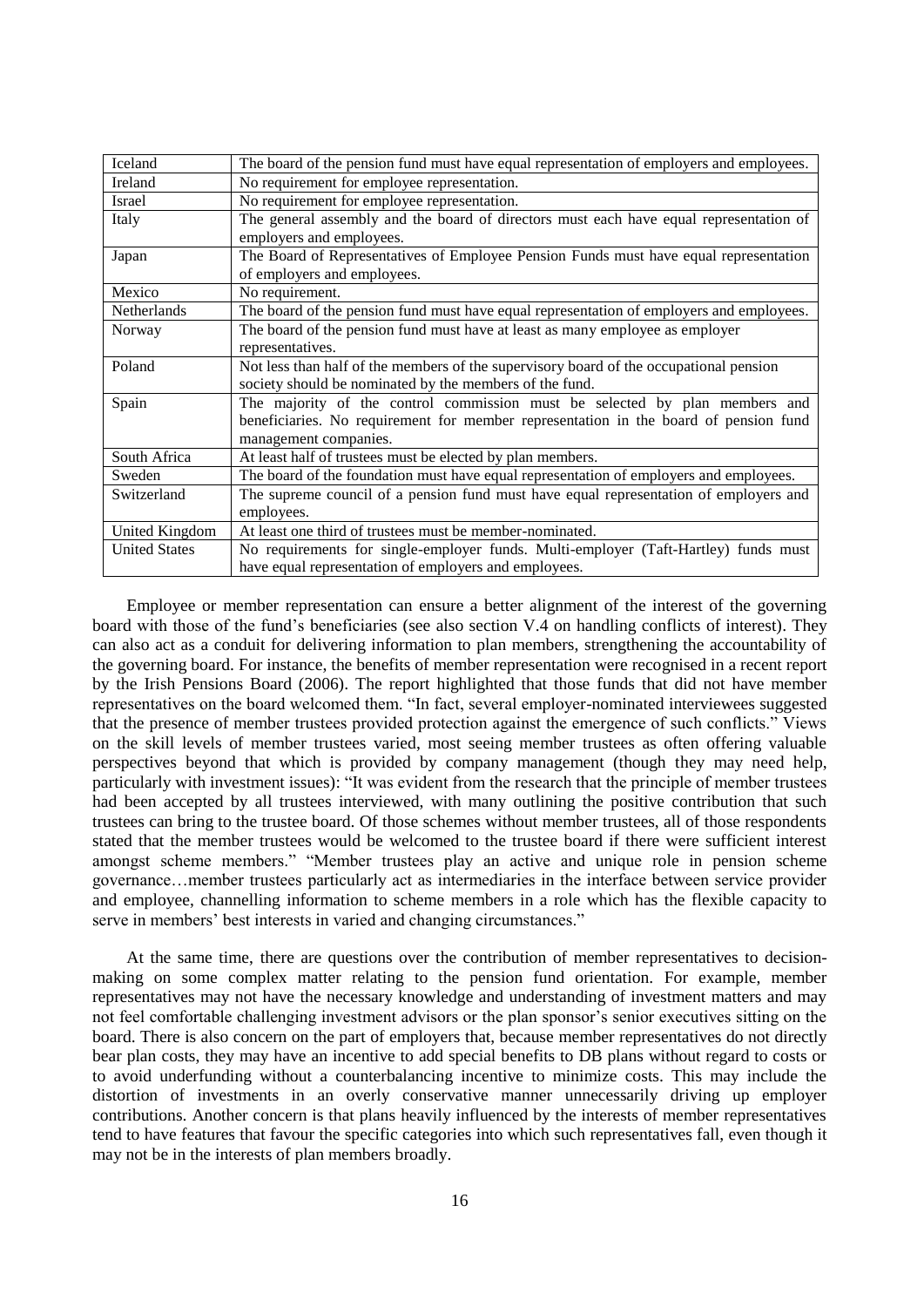| | |
|---|---|
| Iceland | The board of the pension fund must have equal representation of employers and employees. |
| Ireland | No requirement for employee representation. |
| Israel | No requirement for employee representation. |
| Italy | The general assembly and the board of directors must each have equal representation of employers and employees. |
| Japan | The Board of Representatives of Employee Pension Funds must have equal representation of employers and employees. |
| Mexico | No requirement. |
| Netherlands | The board of the pension fund must have equal representation of employers and employees. |
| Norway | The board of the pension fund must have at least as many employee as employer representatives. |
| Poland | Not less than half of the members of the supervisory board of the occupational pension society should be nominated by the members of the fund. |
| Spain | The majority of the control commission must be selected by plan members and beneficiaries. No requirement for member representation in the board of pension fund management companies. |
| South Africa | At least half of trustees must be elected by plan members. |
| Sweden | The board of the foundation must have equal representation of employers and employees. |
| Switzerland | The supreme council of a pension fund must have equal representation of employers and employees. |
| United Kingdom | At least one third of trustees must be member-nominated. |
| United States | No requirements for single-employer funds. Multi-employer (Taft-Hartley) funds must have equal representation of employers and employees. |

Employee or member representation can ensure a better alignment of the interest of the governing board with those of the fund's beneficiaries (see also section V.4 on handling conflicts of interest). They can also act as a conduit for delivering information to plan members, strengthening the accountability of the governing board. For instance, the benefits of member representation were recognised in a recent report by the Irish Pensions Board (2006). The report highlighted that those funds that did not have member representatives on the board welcomed them. "In fact, several employer-nominated interviewees suggested that the presence of member trustees provided protection against the emergence of such conflicts." Views on the skill levels of member trustees varied, most seeing member trustees as often offering valuable perspectives beyond that which is provided by company management (though they may need help, particularly with investment issues): "It was evident from the research that the principle of member trustees had been accepted by all trustees interviewed, with many outlining the positive contribution that such trustees can bring to the trustee board. Of those schemes without member trustees, all of those respondents stated that the member trustees would be welcomed to the trustee board if there were sufficient interest amongst scheme members." "Member trustees play an active and unique role in pension scheme governance…member trustees particularly act as intermediaries in the interface between service provider and employee, channelling information to scheme members in a role which has the flexible capacity to serve in members' best interests in varied and changing circumstances."

At the same time, there are questions over the contribution of member representatives to decision-making on some complex matter relating to the pension fund orientation. For example, member representatives may not have the necessary knowledge and understanding of investment matters and may not feel comfortable challenging investment advisors or the plan sponsor's senior executives sitting on the board. There is also concern on the part of employers that, because member representatives do not directly bear plan costs, they may have an incentive to add special benefits to DB plans without regard to costs or to avoid underfunding without a counterbalancing incentive to minimize costs. This may include the distortion of investments in an overly conservative manner unnecessarily driving up employer contributions. Another concern is that plans heavily influenced by the interests of member representatives tend to have features that favour the specific categories into which such representatives fall, even though it may not be in the interests of plan members broadly.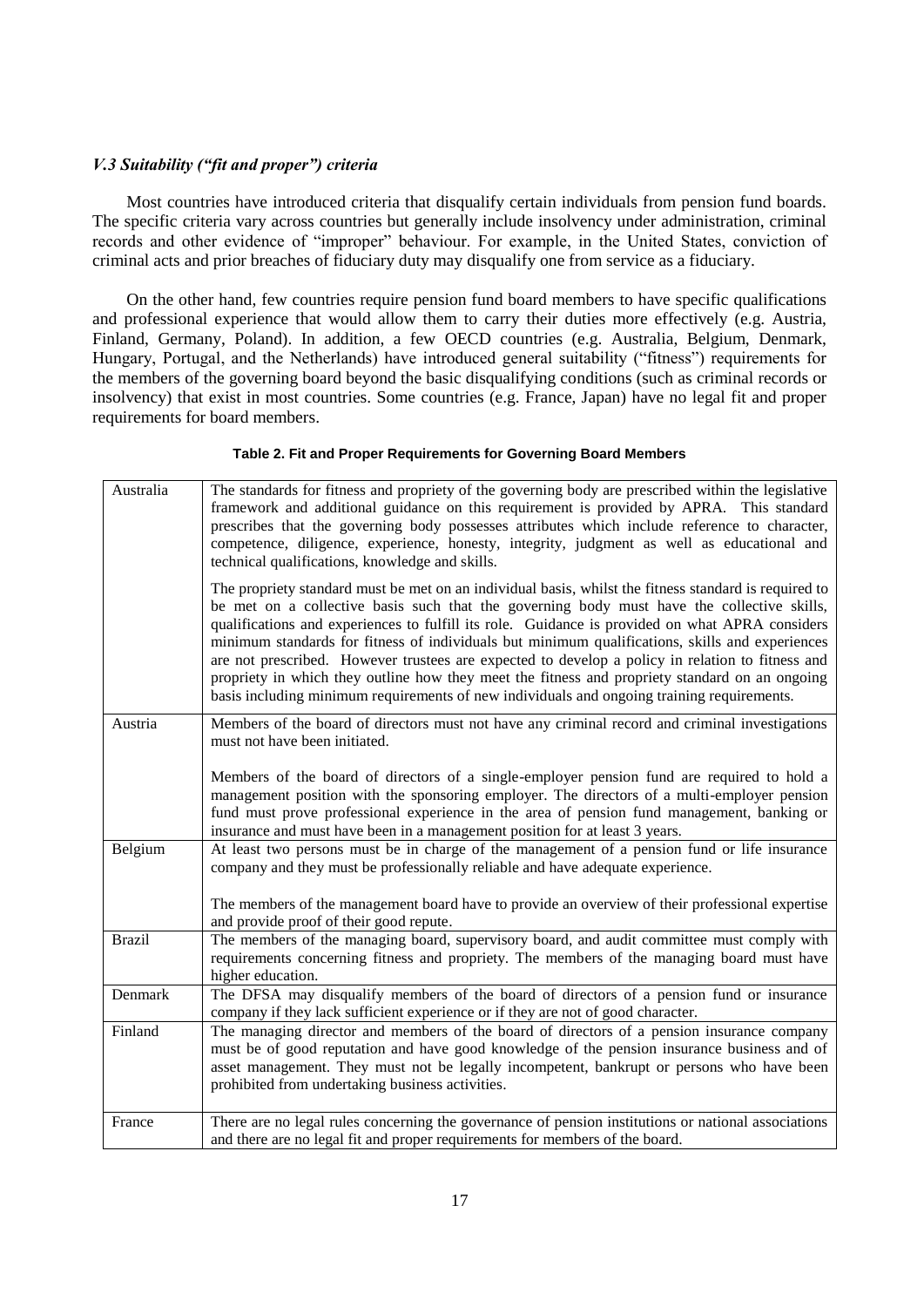### *V.3 Suitability ("fit and proper") criteria*

Most countries have introduced criteria that disqualify certain individuals from pension fund boards. The specific criteria vary across countries but generally include insolvency under administration, criminal records and other evidence of "improper" behaviour. For example, in the United States, conviction of criminal acts and prior breaches of fiduciary duty may disqualify one from service as a fiduciary.

On the other hand, few countries require pension fund board members to have specific qualifications and professional experience that would allow them to carry their duties more effectively (e.g. Austria, Finland, Germany, Poland). In addition, a few OECD countries (e.g. Australia, Belgium, Denmark, Hungary, Portugal, and the Netherlands) have introduced general suitability ("fitness") requirements for the members of the governing board beyond the basic disqualifying conditions (such as criminal records or insolvency) that exist in most countries. Some countries (e.g. France, Japan) have no legal fit and proper requirements for board members.

**Table 2. Fit and Proper Requirements for Governing Board Members**

| | |
|---|---|
| Australia | The standards for fitness and propriety of the governing body are prescribed within the legislative framework and additional guidance on this requirement is provided by APRA. This standard prescribes that the governing body possesses attributes which include reference to character, competence, diligence, experience, honesty, integrity, judgment as well as educational and technical qualifications, knowledge and skills.<br><br>The propriety standard must be met on an individual basis, whilst the fitness standard is required to be met on a collective basis such that the governing body must have the collective skills, qualifications and experiences to fulfill its role. Guidance is provided on what APRA considers minimum standards for fitness of individuals but minimum qualifications, skills and experiences are not prescribed. However trustees are expected to develop a policy in relation to fitness and propriety in which they outline how they meet the fitness and propriety standard on an ongoing basis including minimum requirements of new individuals and ongoing training requirements. |
| Austria | Members of the board of directors must not have any criminal record and criminal investigations must not have been initiated.<br><br>Members of the board of directors of a single-employer pension fund are required to hold a management position with the sponsoring employer. The directors of a multi-employer pension fund must prove professional experience in the area of pension fund management, banking or insurance and must have been in a management position for at least 3 years. |
| Belgium | At least two persons must be in charge of the management of a pension fund or life insurance company and they must be professionally reliable and have adequate experience.<br><br>The members of the management board have to provide an overview of their professional expertise and provide proof of their good repute. |
| Brazil | The members of the managing board, supervisory board, and audit committee must comply with requirements concerning fitness and propriety. The members of the managing board must have higher education. |
| Denmark | The DFSA may disqualify members of the board of directors of a pension fund or insurance company if they lack sufficient experience or if they are not of good character. |
| Finland | The managing director and members of the board of directors of a pension insurance company must be of good reputation and have good knowledge of the pension insurance business and of asset management. They must not be legally incompetent, bankrupt or persons who have been prohibited from undertaking business activities. |
| France | There are no legal rules concerning the governance of pension institutions or national associations and there are no legal fit and proper requirements for members of the board. |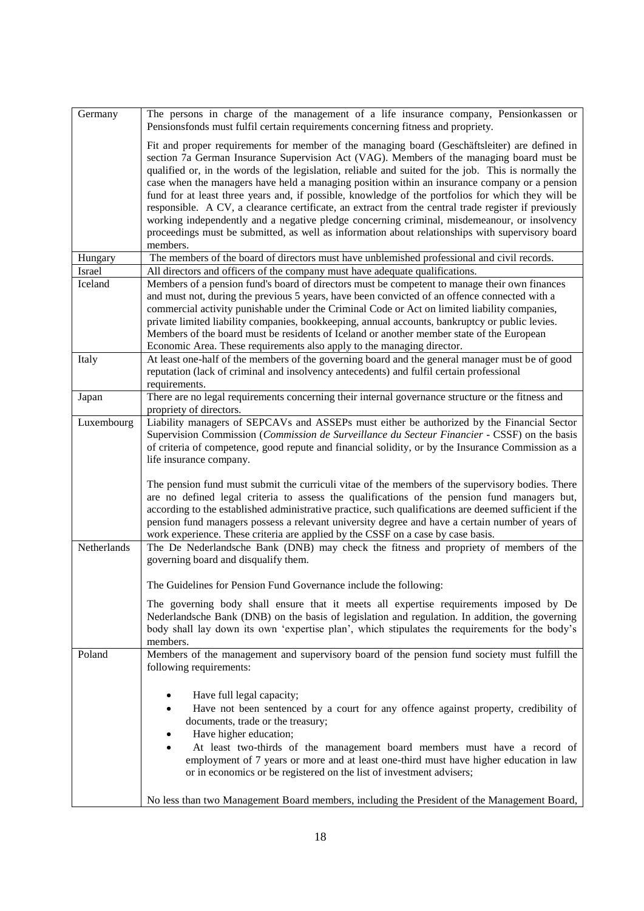| | |
|---|---|
| Germany | The persons in charge of the management of a life insurance company, Pensionkassen or Pensionsfonds must fulfil certain requirements concerning fitness and propriety.<br><br>Fit and proper requirements for member of the managing board (Geschäftsleiter) are defined in section 7a German Insurance Supervision Act (VAG). Members of the managing board must be qualified or, in the words of the legislation, reliable and suited for the job. This is normally the case when the managers have held a managing position within an insurance company or a pension fund for at least three years and, if possible, knowledge of the portfolios for which they will be responsible. A CV, a clearance certificate, an extract from the central trade register if previously working independently and a negative pledge concerning criminal, misdemeanour, or insolvency proceedings must be submitted, as well as information about relationships with supervisory board members. |
| Hungary | The members of the board of directors must have unblemished professional and civil records. |
| Israel | All directors and officers of the company must have adequate qualifications. |
| Iceland | Members of a pension fund's board of directors must be competent to manage their own finances and must not, during the previous 5 years, have been convicted of an offence connected with a commercial activity punishable under the Criminal Code or Act on limited liability companies, private limited liability companies, bookkeeping, annual accounts, bankruptcy or public levies. Members of the board must be residents of Iceland or another member state of the European Economic Area. These requirements also apply to the managing director. |
| Italy | At least one-half of the members of the governing board and the general manager must be of good reputation (lack of criminal and insolvency antecedents) and fulfil certain professional requirements. |
| Japan | There are no legal requirements concerning their internal governance structure or the fitness and propriety of directors. |
| Luxembourg | Liability managers of SEPCAVs and ASSEPs must either be authorized by the Financial Sector Supervision Commission (*Commission de Surveillance du Secteur Financier* - CSSF) on the basis of criteria of competence, good repute and financial solidity, or by the Insurance Commission as a life insurance company.<br><br>The pension fund must submit the curriculi vitae of the members of the supervisory bodies. There are no defined legal criteria to assess the qualifications of the pension fund managers but, according to the established administrative practice, such qualifications are deemed sufficient if the pension fund managers possess a relevant university degree and have a certain number of years of work experience. These criteria are applied by the CSSF on a case by case basis. |
| Netherlands | The De Nederlandsche Bank (DNB) may check the fitness and propriety of members of the governing board and disqualify them.<br><br>The Guidelines for Pension Fund Governance include the following:<br><br>The governing body shall ensure that it meets all expertise requirements imposed by De Nederlandsche Bank (DNB) on the basis of legislation and regulation. In addition, the governing body shall lay down its own 'expertise plan', which stipulates the requirements for the body's members. |
| Poland | Members of the management and supervisory board of the pension fund society must fulfill the following requirements:<br><br>• Have full legal capacity;<br>• Have not been sentenced by a court for any offence against property, credibility of documents, trade or the treasury;<br>• Have higher education;<br>• At least two-thirds of the management board members must have a record of employment of 7 years or more and at least one-third must have higher education in law or in economics or be registered on the list of investment advisers;<br><br>No less than two Management Board members, including the President of the Management Board, |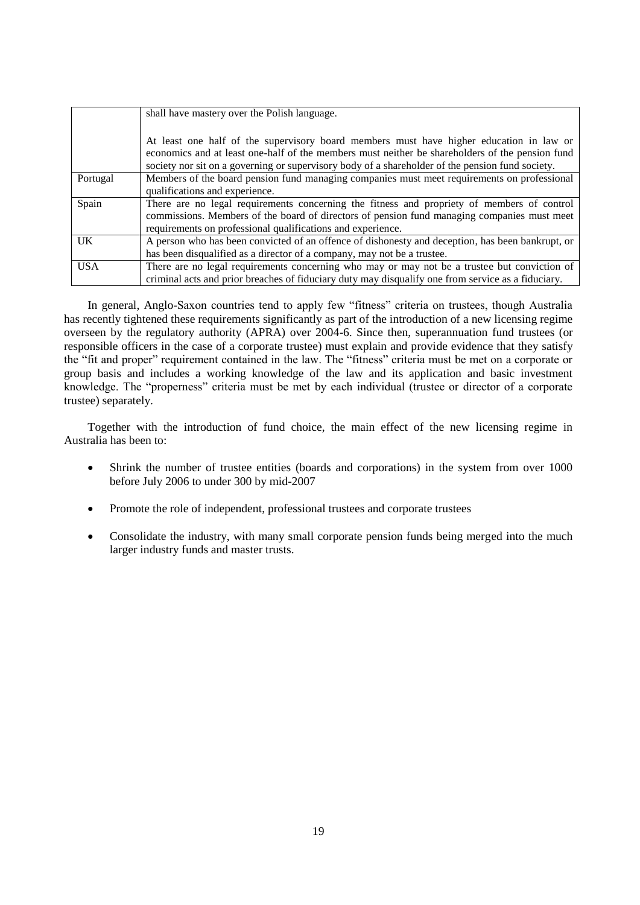| | |
|---|---|
| | shall have mastery over the Polish language.<br><br>At least one half of the supervisory board members must have higher education in law or economics and at least one-half of the members must neither be shareholders of the pension fund society nor sit on a governing or supervisory body of a shareholder of the pension fund society. |
| Portugal | Members of the board pension fund managing companies must meet requirements on professional qualifications and experience. |
| Spain | There are no legal requirements concerning the fitness and propriety of members of control commissions. Members of the board of directors of pension fund managing companies must meet requirements on professional qualifications and experience. |
| UK | A person who has been convicted of an offence of dishonesty and deception, has been bankrupt, or has been disqualified as a director of a company, may not be a trustee. |
| USA | There are no legal requirements concerning who may or may not be a trustee but conviction of criminal acts and prior breaches of fiduciary duty may disqualify one from service as a fiduciary. |

In general, Anglo-Saxon countries tend to apply few "fitness" criteria on trustees, though Australia has recently tightened these requirements significantly as part of the introduction of a new licensing regime overseen by the regulatory authority (APRA) over 2004-6. Since then, superannuation fund trustees (or responsible officers in the case of a corporate trustee) must explain and provide evidence that they satisfy the "fit and proper" requirement contained in the law. The "fitness" criteria must be met on a corporate or group basis and includes a working knowledge of the law and its application and basic investment knowledge. The "properness" criteria must be met by each individual (trustee or director of a corporate trustee) separately.

Together with the introduction of fund choice, the main effect of the new licensing regime in Australia has been to:

- Shrink the number of trustee entities (boards and corporations) in the system from over 1000 before July 2006 to under 300 by mid-2007
- Promote the role of independent, professional trustees and corporate trustees
- Consolidate the industry, with many small corporate pension funds being merged into the much larger industry funds and master trusts.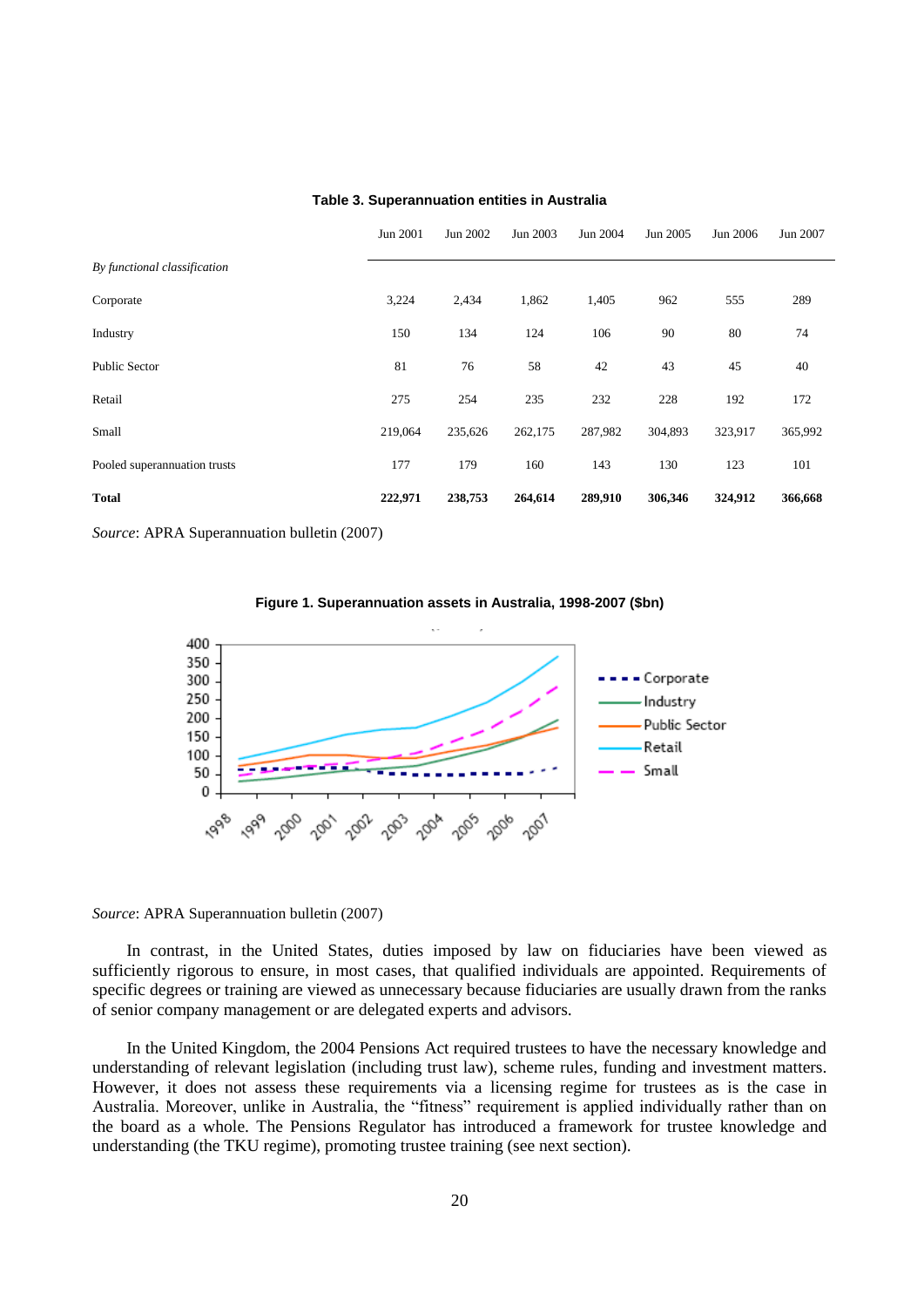**Table 3. Superannuation entities in Australia**

| | Jun 2001 | Jun 2002 | Jun 2003 | Jun 2004 | Jun 2005 | Jun 2006 | Jun 2007 |
|---|---|---|---|---|---|---|---|
| *By functional classification* | | | | | | | |
| Corporate | 3,224 | 2,434 | 1,862 | 1,405 | 962 | 555 | 289 |
| Industry | 150 | 134 | 124 | 106 | 90 | 80 | 74 |
| Public Sector | 81 | 76 | 58 | 42 | 43 | 45 | 40 |
| Retail | 275 | 254 | 235 | 232 | 228 | 192 | 172 |
| Small | 219,064 | 235,626 | 262,175 | 287,982 | 304,893 | 323,917 | 365,992 |
| Pooled superannuation trusts | 177 | 179 | 160 | 143 | 130 | 123 | 101 |
| **Total** | **222,971** | **238,753** | **264,614** | **289,910** | **306,346** | **324,912** | **366,668** |

*Source*: APRA Superannuation bulletin (2007)

**Figure 1. Superannuation assets in Australia, 1998-2007 ($bn)**

*Source*: APRA Superannuation bulletin (2007)

In contrast, in the United States, duties imposed by law on fiduciaries have been viewed as sufficiently rigorous to ensure, in most cases, that qualified individuals are appointed. Requirements of specific degrees or training are viewed as unnecessary because fiduciaries are usually drawn from the ranks of senior company management or are delegated experts and advisors.

In the United Kingdom, the 2004 Pensions Act required trustees to have the necessary knowledge and understanding of relevant legislation (including trust law), scheme rules, funding and investment matters. However, it does not assess these requirements via a licensing regime for trustees as is the case in Australia. Moreover, unlike in Australia, the "fitness" requirement is applied individually rather than on the board as a whole. The Pensions Regulator has introduced a framework for trustee knowledge and understanding (the TKU regime), promoting trustee training (see next section).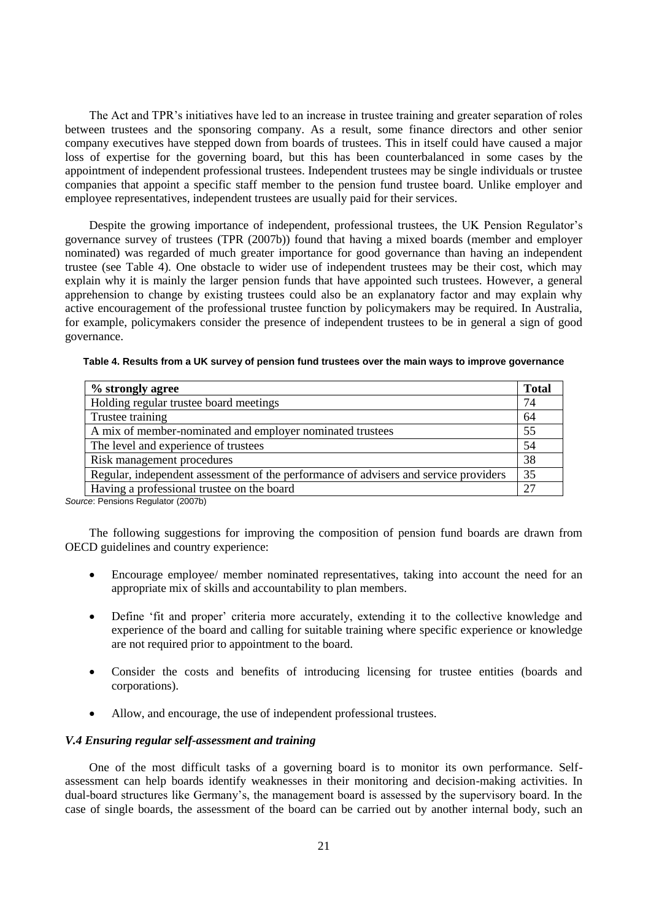The Act and TPR's initiatives have led to an increase in trustee training and greater separation of roles between trustees and the sponsoring company. As a result, some finance directors and other senior company executives have stepped down from boards of trustees. This in itself could have caused a major loss of expertise for the governing board, but this has been counterbalanced in some cases by the appointment of independent professional trustees. Independent trustees may be single individuals or trustee companies that appoint a specific staff member to the pension fund trustee board. Unlike employer and employee representatives, independent trustees are usually paid for their services.

Despite the growing importance of independent, professional trustees, the UK Pension Regulator's governance survey of trustees (TPR (2007b)) found that having a mixed boards (member and employer nominated) was regarded of much greater importance for good governance than having an independent trustee (see Table 4). One obstacle to wider use of independent trustees may be their cost, which may explain why it is mainly the larger pension funds that have appointed such trustees. However, a general apprehension to change by existing trustees could also be an explanatory factor and may explain why active encouragement of the professional trustee function by policymakers may be required. In Australia, for example, policymakers consider the presence of independent trustees to be in general a sign of good governance.

**Table 4. Results from a UK survey of pension fund trustees over the main ways to improve governance**

| % strongly agree | Total |
|---|---|
| Holding regular trustee board meetings | 74 |
| Trustee training | 64 |
| A mix of member-nominated and employer nominated trustees | 55 |
| The level and experience of trustees | 54 |
| Risk management procedures | 38 |
| Regular, independent assessment of the performance of advisers and service providers | 35 |
| Having a professional trustee on the board | 27 |

*Source*: Pensions Regulator (2007b)

The following suggestions for improving the composition of pension fund boards are drawn from OECD guidelines and country experience:

- Encourage employee/ member nominated representatives, taking into account the need for an appropriate mix of skills and accountability to plan members.
- Define 'fit and proper' criteria more accurately, extending it to the collective knowledge and experience of the board and calling for suitable training where specific experience or knowledge are not required prior to appointment to the board.
- Consider the costs and benefits of introducing licensing for trustee entities (boards and corporations).
- Allow, and encourage, the use of independent professional trustees.

### *V.4 Ensuring regular self-assessment and training*

One of the most difficult tasks of a governing board is to monitor its own performance. Self-assessment can help boards identify weaknesses in their monitoring and decision-making activities. In dual-board structures like Germany's, the management board is assessed by the supervisory board. In the case of single boards, the assessment of the board can be carried out by another internal body, such an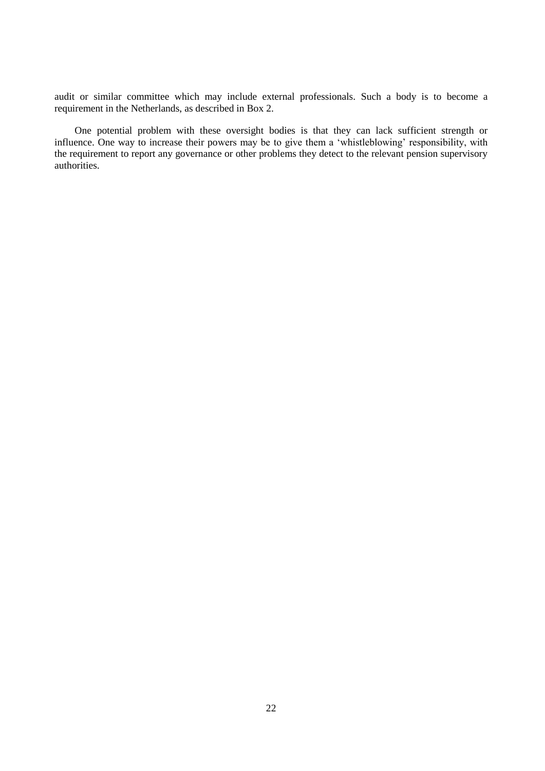audit or similar committee which may include external professionals. Such a body is to become a requirement in the Netherlands, as described in Box 2.

One potential problem with these oversight bodies is that they can lack sufficient strength or influence. One way to increase their powers may be to give them a 'whistleblowing' responsibility, with the requirement to report any governance or other problems they detect to the relevant pension supervisory authorities.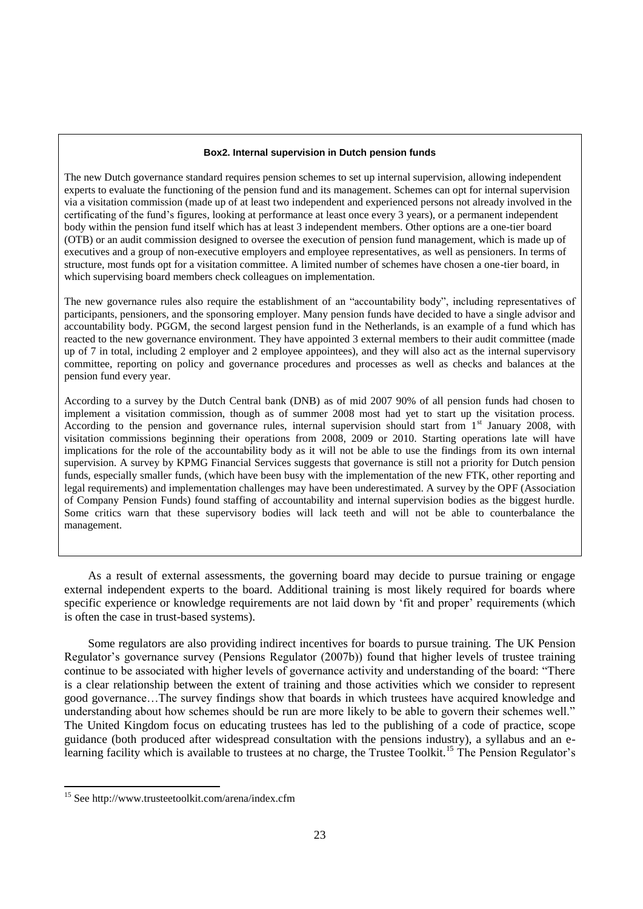**Box2. Internal supervision in Dutch pension funds**

The new Dutch governance standard requires pension schemes to set up internal supervision, allowing independent experts to evaluate the functioning of the pension fund and its management. Schemes can opt for internal supervision via a visitation commission (made up of at least two independent and experienced persons not already involved in the certificating of the fund's figures, looking at performance at least once every 3 years), or a permanent independent body within the pension fund itself which has at least 3 independent members. Other options are a one-tier board (OTB) or an audit commission designed to oversee the execution of pension fund management, which is made up of executives and a group of non-executive employers and employee representatives, as well as pensioners. In terms of structure, most funds opt for a visitation committee. A limited number of schemes have chosen a one-tier board, in which supervising board members check colleagues on implementation.

The new governance rules also require the establishment of an "accountability body", including representatives of participants, pensioners, and the sponsoring employer. Many pension funds have decided to have a single advisor and accountability body. PGGM, the second largest pension fund in the Netherlands, is an example of a fund which has reacted to the new governance environment. They have appointed 3 external members to their audit committee (made up of 7 in total, including 2 employer and 2 employee appointees), and they will also act as the internal supervisory committee, reporting on policy and governance procedures and processes as well as checks and balances at the pension fund every year.

According to a survey by the Dutch Central bank (DNB) as of mid 2007 90% of all pension funds had chosen to implement a visitation commission, though as of summer 2008 most had yet to start up the visitation process. According to the pension and governance rules, internal supervision should start from 1st January 2008, with visitation commissions beginning their operations from 2008, 2009 or 2010. Starting operations late will have implications for the role of the accountability body as it will not be able to use the findings from its own internal supervision. A survey by KPMG Financial Services suggests that governance is still not a priority for Dutch pension funds, especially smaller funds, (which have been busy with the implementation of the new FTK, other reporting and legal requirements) and implementation challenges may have been underestimated. A survey by the OPF (Association of Company Pension Funds) found staffing of accountability and internal supervision bodies as the biggest hurdle. Some critics warn that these supervisory bodies will lack teeth and will not be able to counterbalance the management.

As a result of external assessments, the governing board may decide to pursue training or engage external independent experts to the board. Additional training is most likely required for boards where specific experience or knowledge requirements are not laid down by 'fit and proper' requirements (which is often the case in trust-based systems).

Some regulators are also providing indirect incentives for boards to pursue training. The UK Pension Regulator's governance survey (Pensions Regulator (2007b)) found that higher levels of trustee training continue to be associated with higher levels of governance activity and understanding of the board: "There is a clear relationship between the extent of training and those activities which we consider to represent good governance…The survey findings show that boards in which trustees have acquired knowledge and understanding about how schemes should be run are more likely to be able to govern their schemes well." The United Kingdom focus on educating trustees has led to the publishing of a code of practice, scope guidance (both produced after widespread consultation with the pensions industry), a syllabus and an e-learning facility which is available to trustees at no charge, the Trustee Toolkit.[15] The Pension Regulator's

[15] See http://www.trusteetoolkit.com/arena/index.cfm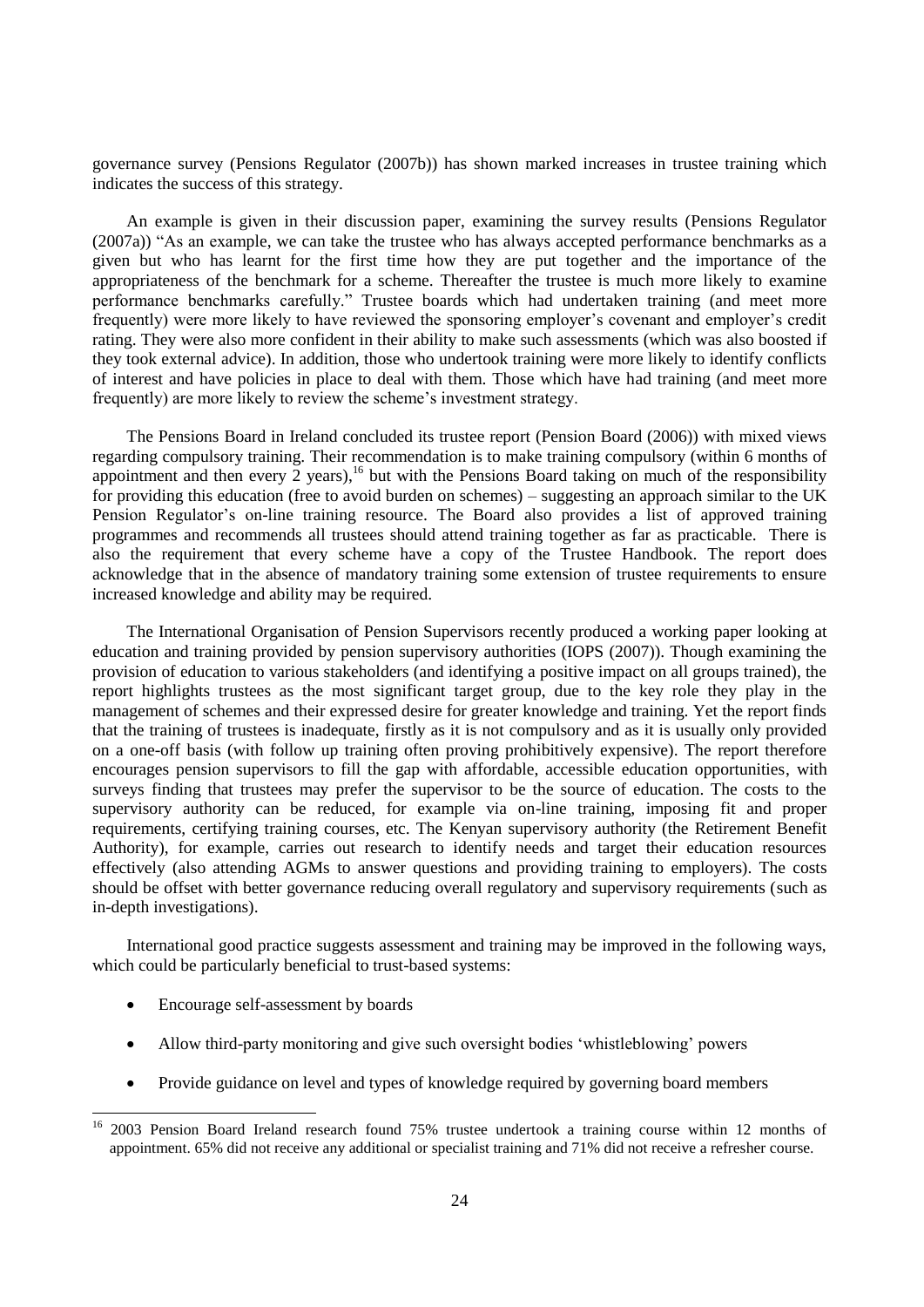governance survey (Pensions Regulator (2007b)) has shown marked increases in trustee training which indicates the success of this strategy.

An example is given in their discussion paper, examining the survey results (Pensions Regulator (2007a)) "As an example, we can take the trustee who has always accepted performance benchmarks as a given but who has learnt for the first time how they are put together and the importance of the appropriateness of the benchmark for a scheme. Thereafter the trustee is much more likely to examine performance benchmarks carefully." Trustee boards which had undertaken training (and meet more frequently) were more likely to have reviewed the sponsoring employer's covenant and employer's credit rating. They were also more confident in their ability to make such assessments (which was also boosted if they took external advice). In addition, those who undertook training were more likely to identify conflicts of interest and have policies in place to deal with them. Those which have had training (and meet more frequently) are more likely to review the scheme's investment strategy.

The Pensions Board in Ireland concluded its trustee report (Pension Board (2006)) with mixed views regarding compulsory training. Their recommendation is to make training compulsory (within 6 months of appointment and then every 2 years),[16] but with the Pensions Board taking on much of the responsibility for providing this education (free to avoid burden on schemes) – suggesting an approach similar to the UK Pension Regulator's on-line training resource. The Board also provides a list of approved training programmes and recommends all trustees should attend training together as far as practicable. There is also the requirement that every scheme have a copy of the Trustee Handbook. The report does acknowledge that in the absence of mandatory training some extension of trustee requirements to ensure increased knowledge and ability may be required.

The International Organisation of Pension Supervisors recently produced a working paper looking at education and training provided by pension supervisory authorities (IOPS (2007)). Though examining the provision of education to various stakeholders (and identifying a positive impact on all groups trained), the report highlights trustees as the most significant target group, due to the key role they play in the management of schemes and their expressed desire for greater knowledge and training. Yet the report finds that the training of trustees is inadequate, firstly as it is not compulsory and as it is usually only provided on a one-off basis (with follow up training often proving prohibitively expensive). The report therefore encourages pension supervisors to fill the gap with affordable, accessible education opportunities, with surveys finding that trustees may prefer the supervisor to be the source of education. The costs to the supervisory authority can be reduced, for example via on-line training, imposing fit and proper requirements, certifying training courses, etc. The Kenyan supervisory authority (the Retirement Benefit Authority), for example, carries out research to identify needs and target their education resources effectively (also attending AGMs to answer questions and providing training to employers). The costs should be offset with better governance reducing overall regulatory and supervisory requirements (such as in-depth investigations).

International good practice suggests assessment and training may be improved in the following ways, which could be particularly beneficial to trust-based systems:

- Encourage self-assessment by boards
- Allow third-party monitoring and give such oversight bodies 'whistleblowing' powers
- Provide guidance on level and types of knowledge required by governing board members

[16] 2003 Pension Board Ireland research found 75% trustee undertook a training course within 12 months of appointment. 65% did not receive any additional or specialist training and 71% did not receive a refresher course.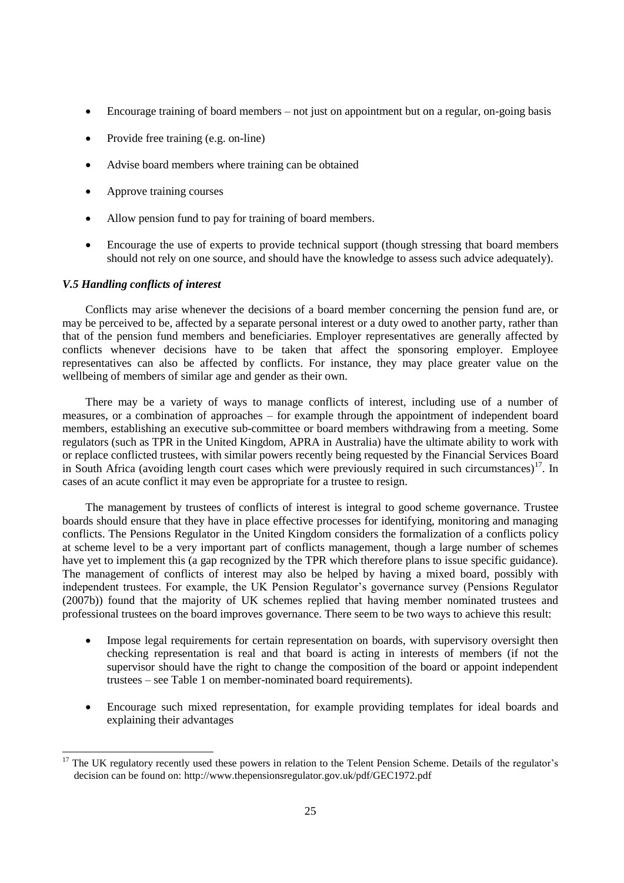- Encourage training of board members – not just on appointment but on a regular, on-going basis
- Provide free training (e.g. on-line)
- Advise board members where training can be obtained
- Approve training courses
- Allow pension fund to pay for training of board members.
- Encourage the use of experts to provide technical support (though stressing that board members should not rely on one source, and should have the knowledge to assess such advice adequately).

### *V.5 Handling conflicts of interest*

Conflicts may arise whenever the decisions of a board member concerning the pension fund are, or may be perceived to be, affected by a separate personal interest or a duty owed to another party, rather than that of the pension fund members and beneficiaries. Employer representatives are generally affected by conflicts whenever decisions have to be taken that affect the sponsoring employer. Employee representatives can also be affected by conflicts. For instance, they may place greater value on the wellbeing of members of similar age and gender as their own.

There may be a variety of ways to manage conflicts of interest, including use of a number of measures, or a combination of approaches – for example through the appointment of independent board members, establishing an executive sub-committee or board members withdrawing from a meeting. Some regulators (such as TPR in the United Kingdom, APRA in Australia) have the ultimate ability to work with or replace conflicted trustees, with similar powers recently being requested by the Financial Services Board in South Africa (avoiding length court cases which were previously required in such circumstances)[17]. In cases of an acute conflict it may even be appropriate for a trustee to resign.

The management by trustees of conflicts of interest is integral to good scheme governance. Trustee boards should ensure that they have in place effective processes for identifying, monitoring and managing conflicts. The Pensions Regulator in the United Kingdom considers the formalization of a conflicts policy at scheme level to be a very important part of conflicts management, though a large number of schemes have yet to implement this (a gap recognized by the TPR which therefore plans to issue specific guidance). The management of conflicts of interest may also be helped by having a mixed board, possibly with independent trustees. For example, the UK Pension Regulator's governance survey (Pensions Regulator (2007b)) found that the majority of UK schemes replied that having member nominated trustees and professional trustees on the board improves governance. There seem to be two ways to achieve this result:

- Impose legal requirements for certain representation on boards, with supervisory oversight then checking representation is real and that board is acting in interests of members (if not the supervisor should have the right to change the composition of the board or appoint independent trustees – see Table 1 on member-nominated board requirements).
- Encourage such mixed representation, for example providing templates for ideal boards and explaining their advantages

[17] The UK regulatory recently used these powers in relation to the Telent Pension Scheme. Details of the regulator's decision can be found on: http://www.thepensionsregulator.gov.uk/pdf/GEC1972.pdf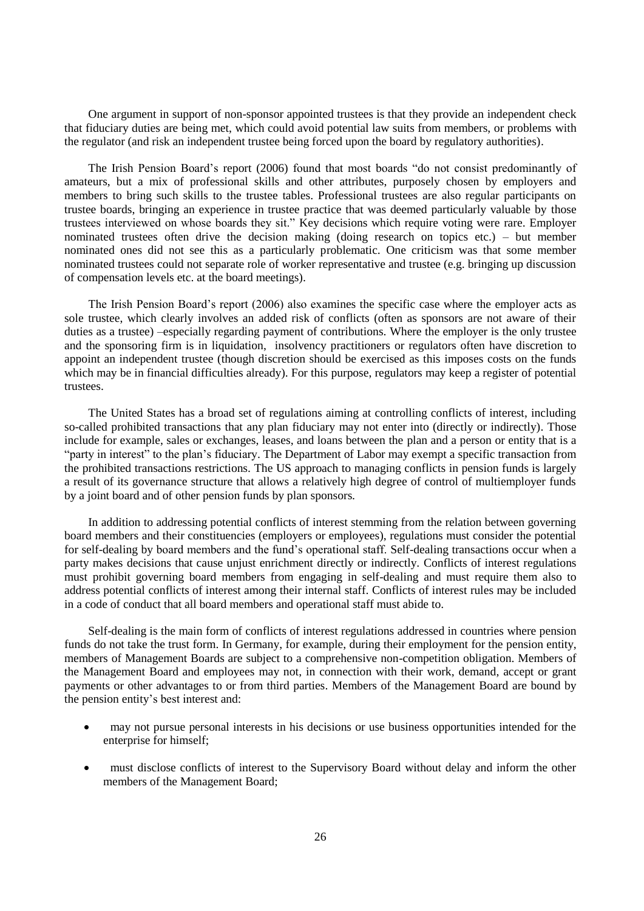One argument in support of non-sponsor appointed trustees is that they provide an independent check that fiduciary duties are being met, which could avoid potential law suits from members, or problems with the regulator (and risk an independent trustee being forced upon the board by regulatory authorities).

The Irish Pension Board's report (2006) found that most boards "do not consist predominantly of amateurs, but a mix of professional skills and other attributes, purposely chosen by employers and members to bring such skills to the trustee tables. Professional trustees are also regular participants on trustee boards, bringing an experience in trustee practice that was deemed particularly valuable by those trustees interviewed on whose boards they sit." Key decisions which require voting were rare. Employer nominated trustees often drive the decision making (doing research on topics etc.) – but member nominated ones did not see this as a particularly problematic. One criticism was that some member nominated trustees could not separate role of worker representative and trustee (e.g. bringing up discussion of compensation levels etc. at the board meetings).

The Irish Pension Board's report (2006) also examines the specific case where the employer acts as sole trustee, which clearly involves an added risk of conflicts (often as sponsors are not aware of their duties as a trustee) –especially regarding payment of contributions. Where the employer is the only trustee and the sponsoring firm is in liquidation, insolvency practitioners or regulators often have discretion to appoint an independent trustee (though discretion should be exercised as this imposes costs on the funds which may be in financial difficulties already). For this purpose, regulators may keep a register of potential trustees.

The United States has a broad set of regulations aiming at controlling conflicts of interest, including so-called prohibited transactions that any plan fiduciary may not enter into (directly or indirectly). Those include for example, sales or exchanges, leases, and loans between the plan and a person or entity that is a "party in interest" to the plan's fiduciary. The Department of Labor may exempt a specific transaction from the prohibited transactions restrictions. The US approach to managing conflicts in pension funds is largely a result of its governance structure that allows a relatively high degree of control of multiemployer funds by a joint board and of other pension funds by plan sponsors.

In addition to addressing potential conflicts of interest stemming from the relation between governing board members and their constituencies (employers or employees), regulations must consider the potential for self-dealing by board members and the fund's operational staff. Self-dealing transactions occur when a party makes decisions that cause unjust enrichment directly or indirectly. Conflicts of interest regulations must prohibit governing board members from engaging in self-dealing and must require them also to address potential conflicts of interest among their internal staff. Conflicts of interest rules may be included in a code of conduct that all board members and operational staff must abide to.

Self-dealing is the main form of conflicts of interest regulations addressed in countries where pension funds do not take the trust form. In Germany, for example, during their employment for the pension entity, members of Management Boards are subject to a comprehensive non-competition obligation. Members of the Management Board and employees may not, in connection with their work, demand, accept or grant payments or other advantages to or from third parties. Members of the Management Board are bound by the pension entity's best interest and:

- may not pursue personal interests in his decisions or use business opportunities intended for the enterprise for himself;
- must disclose conflicts of interest to the Supervisory Board without delay and inform the other members of the Management Board;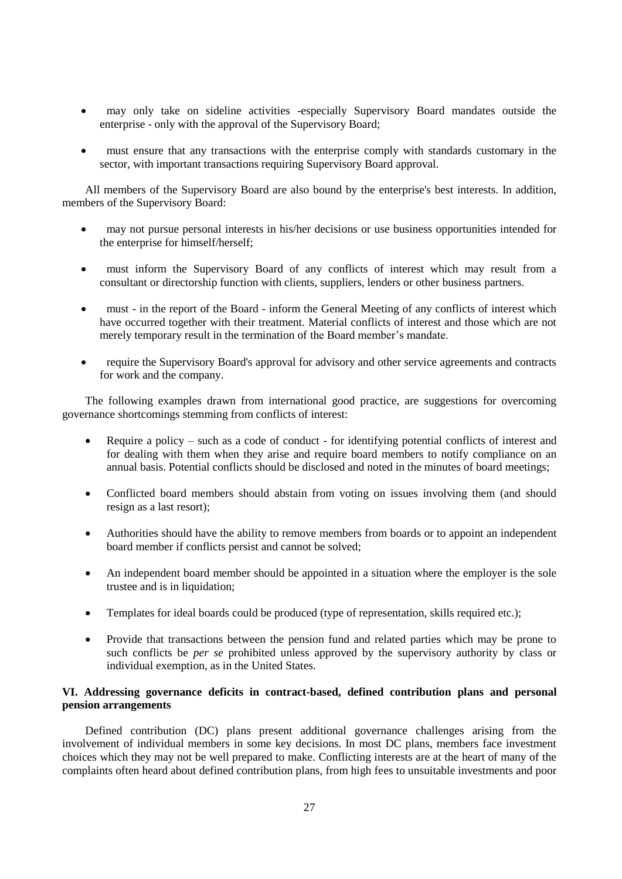- may only take on sideline activities -especially Supervisory Board mandates outside the enterprise - only with the approval of the Supervisory Board;
- must ensure that any transactions with the enterprise comply with standards customary in the sector, with important transactions requiring Supervisory Board approval.

All members of the Supervisory Board are also bound by the enterprise's best interests. In addition, members of the Supervisory Board:

- may not pursue personal interests in his/her decisions or use business opportunities intended for the enterprise for himself/herself;
- must inform the Supervisory Board of any conflicts of interest which may result from a consultant or directorship function with clients, suppliers, lenders or other business partners.
- must - in the report of the Board - inform the General Meeting of any conflicts of interest which have occurred together with their treatment. Material conflicts of interest and those which are not merely temporary result in the termination of the Board member's mandate.
- require the Supervisory Board's approval for advisory and other service agreements and contracts for work and the company.

The following examples drawn from international good practice, are suggestions for overcoming governance shortcomings stemming from conflicts of interest:

- Require a policy – such as a code of conduct - for identifying potential conflicts of interest and for dealing with them when they arise and require board members to notify compliance on an annual basis. Potential conflicts should be disclosed and noted in the minutes of board meetings;
- Conflicted board members should abstain from voting on issues involving them (and should resign as a last resort);
- Authorities should have the ability to remove members from boards or to appoint an independent board member if conflicts persist and cannot be solved;
- An independent board member should be appointed in a situation where the employer is the sole trustee and is in liquidation;
- Templates for ideal boards could be produced (type of representation, skills required etc.);
- Provide that transactions between the pension fund and related parties which may be prone to such conflicts be *per se* prohibited unless approved by the supervisory authority by class or individual exemption, as in the United States.

## VI. Addressing governance deficits in contract-based, defined contribution plans and personal pension arrangements

Defined contribution (DC) plans present additional governance challenges arising from the involvement of individual members in some key decisions. In most DC plans, members face investment choices which they may not be well prepared to make. Conflicting interests are at the heart of many of the complaints often heard about defined contribution plans, from high fees to unsuitable investments and poor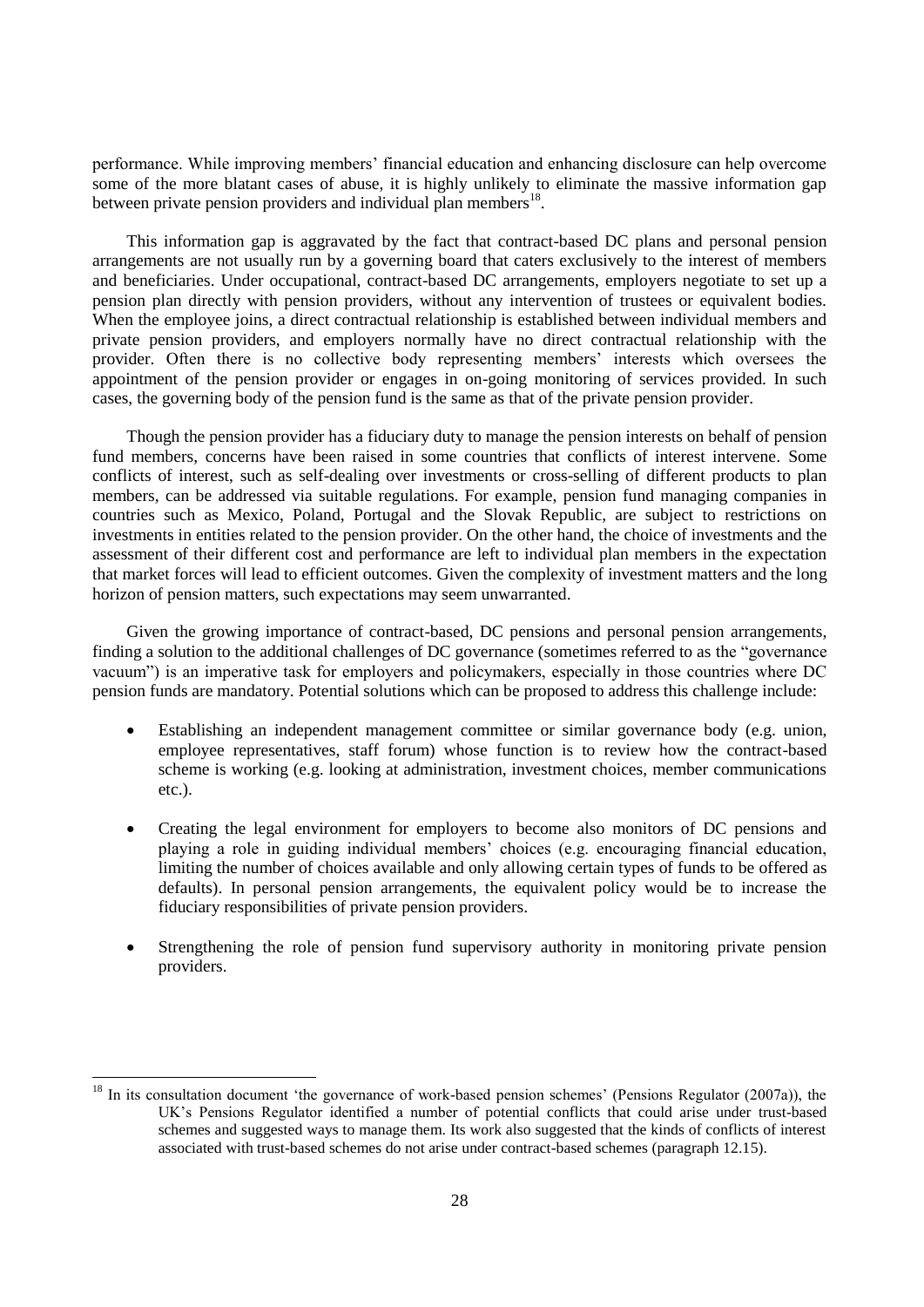performance. While improving members' financial education and enhancing disclosure can help overcome some of the more blatant cases of abuse, it is highly unlikely to eliminate the massive information gap between private pension providers and individual plan members[18].

This information gap is aggravated by the fact that contract-based DC plans and personal pension arrangements are not usually run by a governing board that caters exclusively to the interest of members and beneficiaries. Under occupational, contract-based DC arrangements, employers negotiate to set up a pension plan directly with pension providers, without any intervention of trustees or equivalent bodies. When the employee joins, a direct contractual relationship is established between individual members and private pension providers, and employers normally have no direct contractual relationship with the provider. Often there is no collective body representing members' interests which oversees the appointment of the pension provider or engages in on-going monitoring of services provided. In such cases, the governing body of the pension fund is the same as that of the private pension provider.

Though the pension provider has a fiduciary duty to manage the pension interests on behalf of pension fund members, concerns have been raised in some countries that conflicts of interest intervene. Some conflicts of interest, such as self-dealing over investments or cross-selling of different products to plan members, can be addressed via suitable regulations. For example, pension fund managing companies in countries such as Mexico, Poland, Portugal and the Slovak Republic, are subject to restrictions on investments in entities related to the pension provider. On the other hand, the choice of investments and the assessment of their different cost and performance are left to individual plan members in the expectation that market forces will lead to efficient outcomes. Given the complexity of investment matters and the long horizon of pension matters, such expectations may seem unwarranted.

Given the growing importance of contract-based, DC pensions and personal pension arrangements, finding a solution to the additional challenges of DC governance (sometimes referred to as the "governance vacuum") is an imperative task for employers and policymakers, especially in those countries where DC pension funds are mandatory. Potential solutions which can be proposed to address this challenge include:

- Establishing an independent management committee or similar governance body (e.g. union, employee representatives, staff forum) whose function is to review how the contract-based scheme is working (e.g. looking at administration, investment choices, member communications etc.).
- Creating the legal environment for employers to become also monitors of DC pensions and playing a role in guiding individual members' choices (e.g. encouraging financial education, limiting the number of choices available and only allowing certain types of funds to be offered as defaults). In personal pension arrangements, the equivalent policy would be to increase the fiduciary responsibilities of private pension providers.
- Strengthening the role of pension fund supervisory authority in monitoring private pension providers.

[18] In its consultation document 'the governance of work-based pension schemes' (Pensions Regulator (2007a)), the UK's Pensions Regulator identified a number of potential conflicts that could arise under trust-based schemes and suggested ways to manage them. Its work also suggested that the kinds of conflicts of interest associated with trust-based schemes do not arise under contract-based schemes (paragraph 12.15).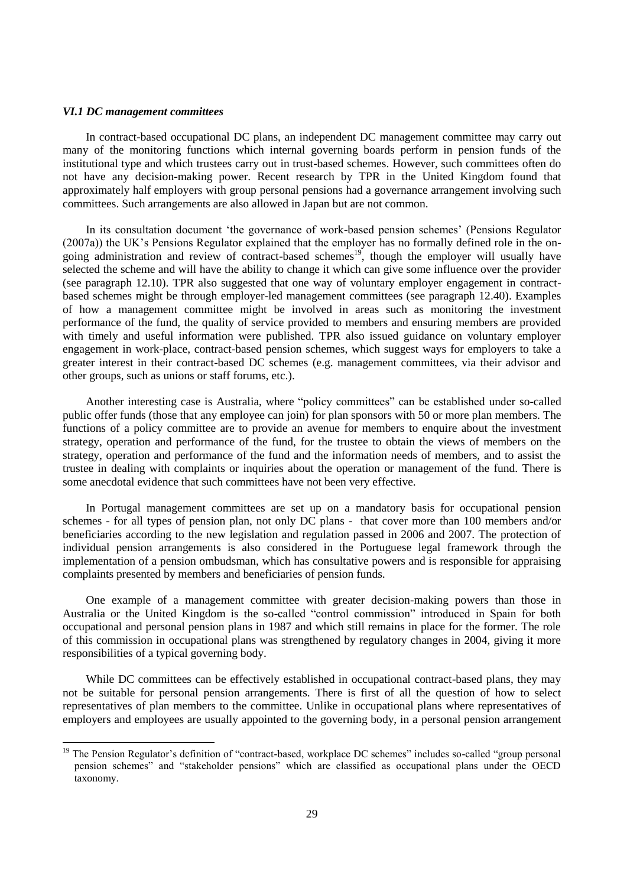### *VI.1 DC management committees*

In contract-based occupational DC plans, an independent DC management committee may carry out many of the monitoring functions which internal governing boards perform in pension funds of the institutional type and which trustees carry out in trust-based schemes. However, such committees often do not have any decision-making power. Recent research by TPR in the United Kingdom found that approximately half employers with group personal pensions had a governance arrangement involving such committees. Such arrangements are also allowed in Japan but are not common.

In its consultation document 'the governance of work-based pension schemes' (Pensions Regulator (2007a)) the UK's Pensions Regulator explained that the employer has no formally defined role in the on-going administration and review of contract-based schemes[19], though the employer will usually have selected the scheme and will have the ability to change it which can give some influence over the provider (see paragraph 12.10). TPR also suggested that one way of voluntary employer engagement in contract-based schemes might be through employer-led management committees (see paragraph 12.40). Examples of how a management committee might be involved in areas such as monitoring the investment performance of the fund, the quality of service provided to members and ensuring members are provided with timely and useful information were published. TPR also issued guidance on voluntary employer engagement in work-place, contract-based pension schemes, which suggest ways for employers to take a greater interest in their contract-based DC schemes (e.g. management committees, via their advisor and other groups, such as unions or staff forums, etc.).

Another interesting case is Australia, where "policy committees" can be established under so-called public offer funds (those that any employee can join) for plan sponsors with 50 or more plan members. The functions of a policy committee are to provide an avenue for members to enquire about the investment strategy, operation and performance of the fund, for the trustee to obtain the views of members on the strategy, operation and performance of the fund and the information needs of members, and to assist the trustee in dealing with complaints or inquiries about the operation or management of the fund. There is some anecdotal evidence that such committees have not been very effective.

In Portugal management committees are set up on a mandatory basis for occupational pension schemes - for all types of pension plan, not only DC plans - that cover more than 100 members and/or beneficiaries according to the new legislation and regulation passed in 2006 and 2007. The protection of individual pension arrangements is also considered in the Portuguese legal framework through the implementation of a pension ombudsman, which has consultative powers and is responsible for appraising complaints presented by members and beneficiaries of pension funds.

One example of a management committee with greater decision-making powers than those in Australia or the United Kingdom is the so-called "control commission" introduced in Spain for both occupational and personal pension plans in 1987 and which still remains in place for the former. The role of this commission in occupational plans was strengthened by regulatory changes in 2004, giving it more responsibilities of a typical governing body.

While DC committees can be effectively established in occupational contract-based plans, they may not be suitable for personal pension arrangements. There is first of all the question of how to select representatives of plan members to the committee. Unlike in occupational plans where representatives of employers and employees are usually appointed to the governing body, in a personal pension arrangement

[19] The Pension Regulator's definition of "contract-based, workplace DC schemes" includes so-called "group personal pension schemes" and "stakeholder pensions" which are classified as occupational plans under the OECD taxonomy.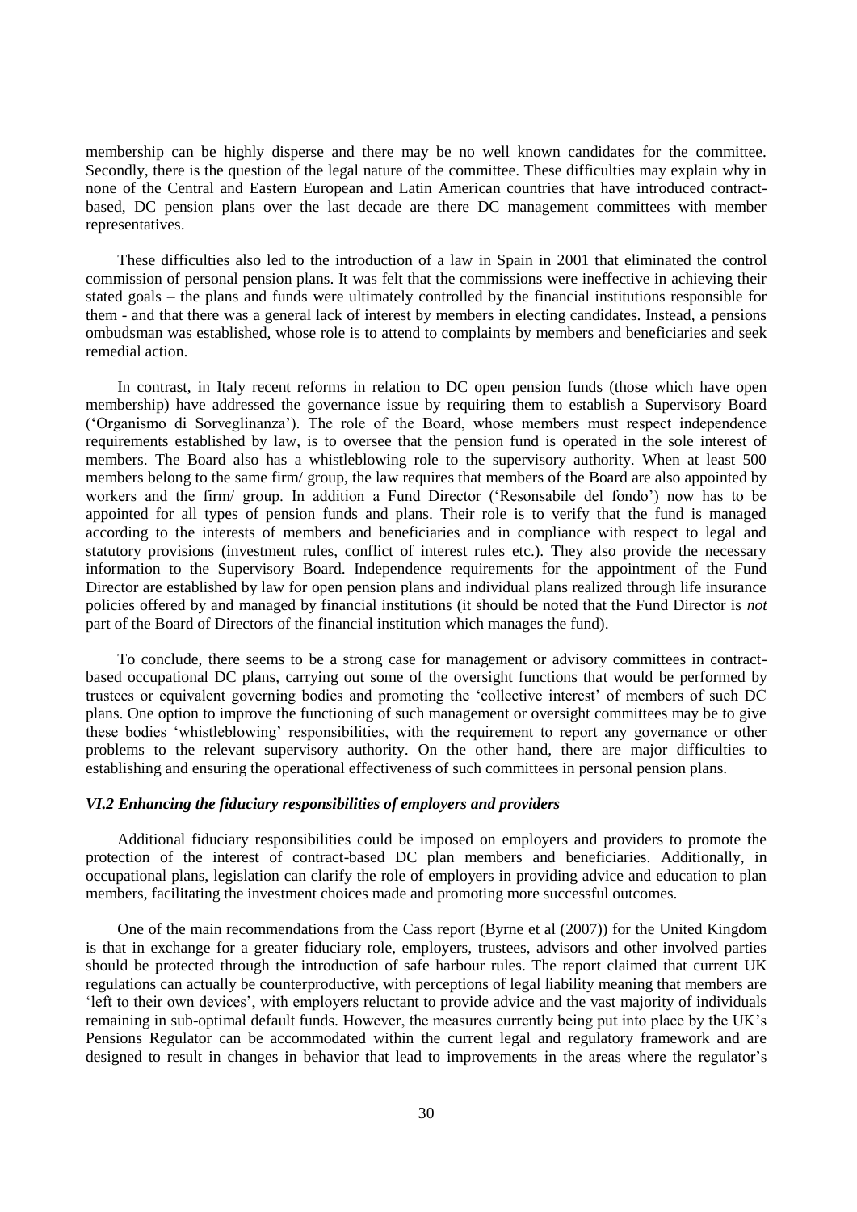membership can be highly disperse and there may be no well known candidates for the committee. Secondly, there is the question of the legal nature of the committee. These difficulties may explain why in none of the Central and Eastern European and Latin American countries that have introduced contract-based, DC pension plans over the last decade are there DC management committees with member representatives.

These difficulties also led to the introduction of a law in Spain in 2001 that eliminated the control commission of personal pension plans. It was felt that the commissions were ineffective in achieving their stated goals – the plans and funds were ultimately controlled by the financial institutions responsible for them - and that there was a general lack of interest by members in electing candidates. Instead, a pensions ombudsman was established, whose role is to attend to complaints by members and beneficiaries and seek remedial action.

In contrast, in Italy recent reforms in relation to DC open pension funds (those which have open membership) have addressed the governance issue by requiring them to establish a Supervisory Board ('Organismo di Sorveglinanza'). The role of the Board, whose members must respect independence requirements established by law, is to oversee that the pension fund is operated in the sole interest of members. The Board also has a whistleblowing role to the supervisory authority. When at least 500 members belong to the same firm/ group, the law requires that members of the Board are also appointed by workers and the firm/ group. In addition a Fund Director ('Resonsabile del fondo') now has to be appointed for all types of pension funds and plans. Their role is to verify that the fund is managed according to the interests of members and beneficiaries and in compliance with respect to legal and statutory provisions (investment rules, conflict of interest rules etc.). They also provide the necessary information to the Supervisory Board. Independence requirements for the appointment of the Fund Director are established by law for open pension plans and individual plans realized through life insurance policies offered by and managed by financial institutions (it should be noted that the Fund Director is *not* part of the Board of Directors of the financial institution which manages the fund).

To conclude, there seems to be a strong case for management or advisory committees in contract-based occupational DC plans, carrying out some of the oversight functions that would be performed by trustees or equivalent governing bodies and promoting the 'collective interest' of members of such DC plans. One option to improve the functioning of such management or oversight committees may be to give these bodies 'whistleblowing' responsibilities, with the requirement to report any governance or other problems to the relevant supervisory authority. On the other hand, there are major difficulties to establishing and ensuring the operational effectiveness of such committees in personal pension plans.

### *VI.2 Enhancing the fiduciary responsibilities of employers and providers*

Additional fiduciary responsibilities could be imposed on employers and providers to promote the protection of the interest of contract-based DC plan members and beneficiaries. Additionally, in occupational plans, legislation can clarify the role of employers in providing advice and education to plan members, facilitating the investment choices made and promoting more successful outcomes.

One of the main recommendations from the Cass report (Byrne et al (2007)) for the United Kingdom is that in exchange for a greater fiduciary role, employers, trustees, advisors and other involved parties should be protected through the introduction of safe harbour rules. The report claimed that current UK regulations can actually be counterproductive, with perceptions of legal liability meaning that members are 'left to their own devices', with employers reluctant to provide advice and the vast majority of individuals remaining in sub-optimal default funds. However, the measures currently being put into place by the UK's Pensions Regulator can be accommodated within the current legal and regulatory framework and are designed to result in changes in behavior that lead to improvements in the areas where the regulator's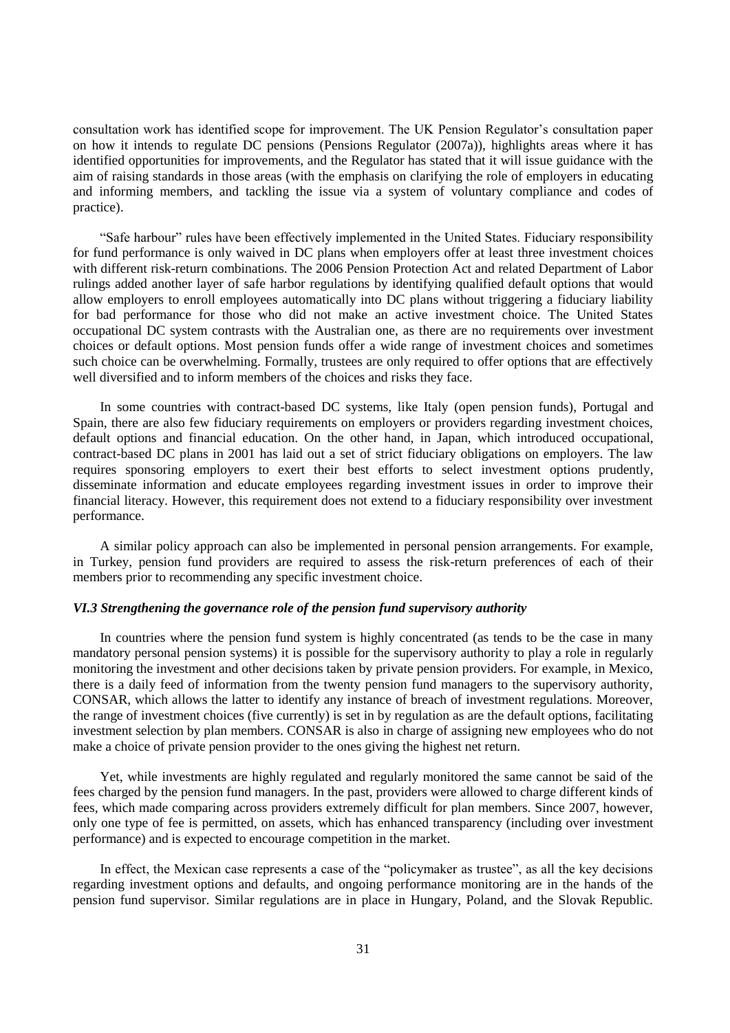consultation work has identified scope for improvement. The UK Pension Regulator's consultation paper on how it intends to regulate DC pensions (Pensions Regulator (2007a)), highlights areas where it has identified opportunities for improvements, and the Regulator has stated that it will issue guidance with the aim of raising standards in those areas (with the emphasis on clarifying the role of employers in educating and informing members, and tackling the issue via a system of voluntary compliance and codes of practice).

"Safe harbour" rules have been effectively implemented in the United States. Fiduciary responsibility for fund performance is only waived in DC plans when employers offer at least three investment choices with different risk-return combinations. The 2006 Pension Protection Act and related Department of Labor rulings added another layer of safe harbor regulations by identifying qualified default options that would allow employers to enroll employees automatically into DC plans without triggering a fiduciary liability for bad performance for those who did not make an active investment choice. The United States occupational DC system contrasts with the Australian one, as there are no requirements over investment choices or default options. Most pension funds offer a wide range of investment choices and sometimes such choice can be overwhelming. Formally, trustees are only required to offer options that are effectively well diversified and to inform members of the choices and risks they face.

In some countries with contract-based DC systems, like Italy (open pension funds), Portugal and Spain, there are also few fiduciary requirements on employers or providers regarding investment choices, default options and financial education. On the other hand, in Japan, which introduced occupational, contract-based DC plans in 2001 has laid out a set of strict fiduciary obligations on employers. The law requires sponsoring employers to exert their best efforts to select investment options prudently, disseminate information and educate employees regarding investment issues in order to improve their financial literacy. However, this requirement does not extend to a fiduciary responsibility over investment performance.

A similar policy approach can also be implemented in personal pension arrangements. For example, in Turkey, pension fund providers are required to assess the risk-return preferences of each of their members prior to recommending any specific investment choice.

### *VI.3 Strengthening the governance role of the pension fund supervisory authority*

In countries where the pension fund system is highly concentrated (as tends to be the case in many mandatory personal pension systems) it is possible for the supervisory authority to play a role in regularly monitoring the investment and other decisions taken by private pension providers. For example, in Mexico, there is a daily feed of information from the twenty pension fund managers to the supervisory authority, CONSAR, which allows the latter to identify any instance of breach of investment regulations. Moreover, the range of investment choices (five currently) is set in by regulation as are the default options, facilitating investment selection by plan members. CONSAR is also in charge of assigning new employees who do not make a choice of private pension provider to the ones giving the highest net return.

Yet, while investments are highly regulated and regularly monitored the same cannot be said of the fees charged by the pension fund managers. In the past, providers were allowed to charge different kinds of fees, which made comparing across providers extremely difficult for plan members. Since 2007, however, only one type of fee is permitted, on assets, which has enhanced transparency (including over investment performance) and is expected to encourage competition in the market.

In effect, the Mexican case represents a case of the "policymaker as trustee", as all the key decisions regarding investment options and defaults, and ongoing performance monitoring are in the hands of the pension fund supervisor. Similar regulations are in place in Hungary, Poland, and the Slovak Republic.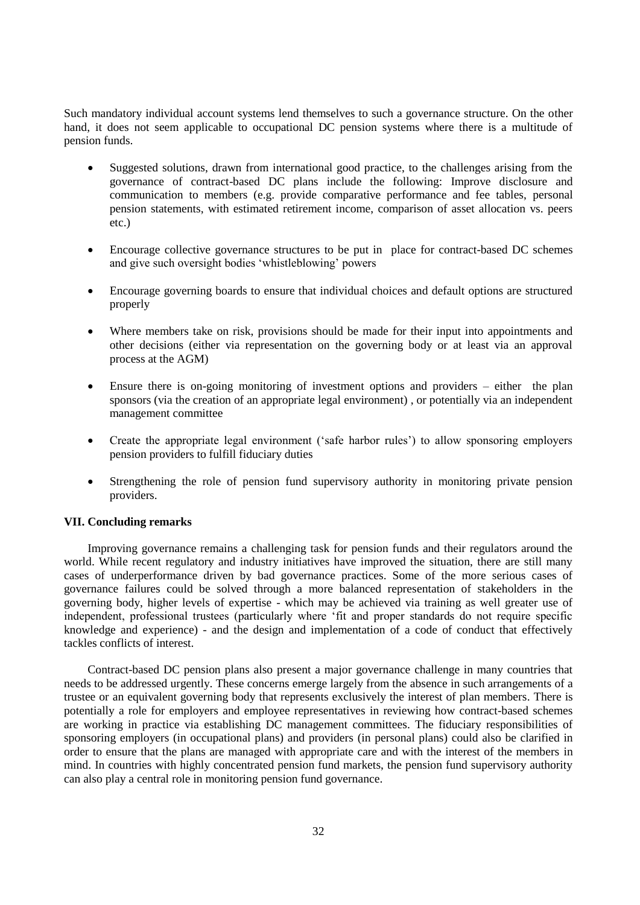Such mandatory individual account systems lend themselves to such a governance structure. On the other hand, it does not seem applicable to occupational DC pension systems where there is a multitude of pension funds.

- Suggested solutions, drawn from international good practice, to the challenges arising from the governance of contract-based DC plans include the following: Improve disclosure and communication to members (e.g. provide comparative performance and fee tables, personal pension statements, with estimated retirement income, comparison of asset allocation vs. peers etc.)

- Encourage collective governance structures to be put in place for contract-based DC schemes and give such oversight bodies 'whistleblowing' powers

- Encourage governing boards to ensure that individual choices and default options are structured properly

- Where members take on risk, provisions should be made for their input into appointments and other decisions (either via representation on the governing body or at least via an approval process at the AGM)

- Ensure there is on-going monitoring of investment options and providers – either the plan sponsors (via the creation of an appropriate legal environment) , or potentially via an independent management committee

- Create the appropriate legal environment ('safe harbor rules') to allow sponsoring employers pension providers to fulfill fiduciary duties

- Strengthening the role of pension fund supervisory authority in monitoring private pension providers.

## VII. Concluding remarks

Improving governance remains a challenging task for pension funds and their regulators around the world. While recent regulatory and industry initiatives have improved the situation, there are still many cases of underperformance driven by bad governance practices. Some of the more serious cases of governance failures could be solved through a more balanced representation of stakeholders in the governing body, higher levels of expertise - which may be achieved via training as well greater use of independent, professional trustees (particularly where 'fit and proper standards do not require specific knowledge and experience) - and the design and implementation of a code of conduct that effectively tackles conflicts of interest.

Contract-based DC pension plans also present a major governance challenge in many countries that needs to be addressed urgently. These concerns emerge largely from the absence in such arrangements of a trustee or an equivalent governing body that represents exclusively the interest of plan members. There is potentially a role for employers and employee representatives in reviewing how contract-based schemes are working in practice via establishing DC management committees. The fiduciary responsibilities of sponsoring employers (in occupational plans) and providers (in personal plans) could also be clarified in order to ensure that the plans are managed with appropriate care and with the interest of the members in mind. In countries with highly concentrated pension fund markets, the pension fund supervisory authority can also play a central role in monitoring pension fund governance.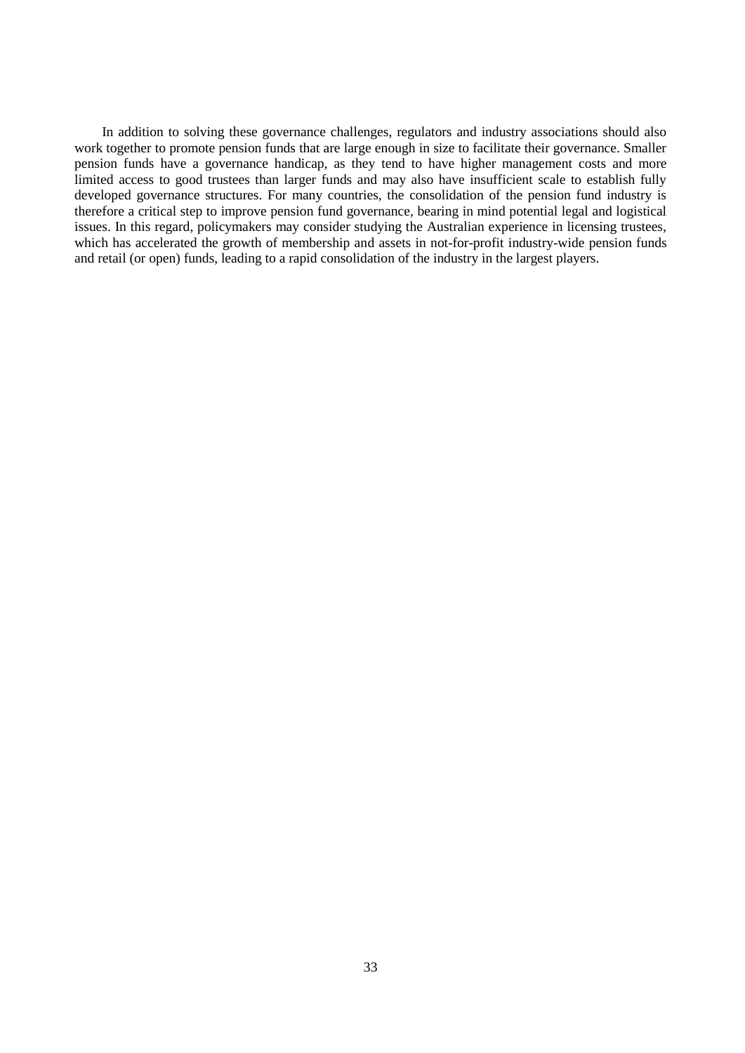In addition to solving these governance challenges, regulators and industry associations should also work together to promote pension funds that are large enough in size to facilitate their governance. Smaller pension funds have a governance handicap, as they tend to have higher management costs and more limited access to good trustees than larger funds and may also have insufficient scale to establish fully developed governance structures. For many countries, the consolidation of the pension fund industry is therefore a critical step to improve pension fund governance, bearing in mind potential legal and logistical issues. In this regard, policymakers may consider studying the Australian experience in licensing trustees, which has accelerated the growth of membership and assets in not-for-profit industry-wide pension funds and retail (or open) funds, leading to a rapid consolidation of the industry in the largest players.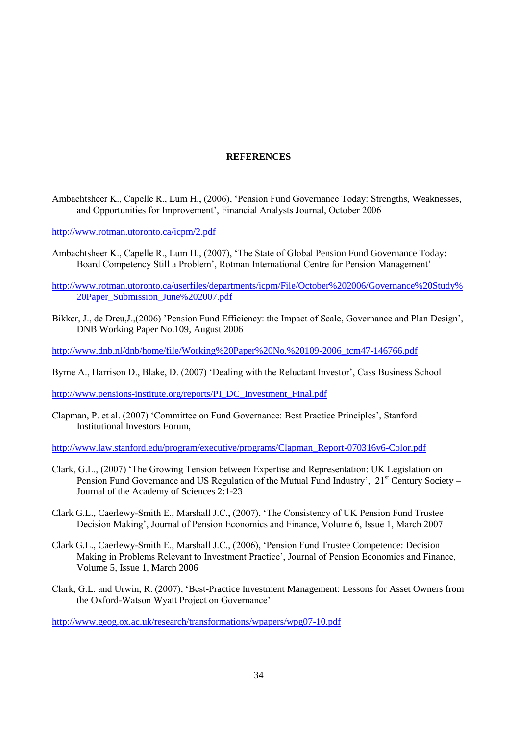# REFERENCES

Ambachtsheer K., Capelle R., Lum H., (2006), 'Pension Fund Governance Today: Strengths, Weaknesses, and Opportunities for Improvement', Financial Analysts Journal, October 2006

http://www.rotman.utoronto.ca/icpm/2.pdf

Ambachtsheer K., Capelle R., Lum H., (2007), 'The State of Global Pension Fund Governance Today: Board Competency Still a Problem', Rotman International Centre for Pension Management'

http://www.rotman.utoronto.ca/userfiles/departments/icpm/File/October%202006/Governance%20Study%20Paper_Submission_June%202007.pdf

Bikker, J., de Dreu,J.,(2006) 'Pension Fund Efficiency: the Impact of Scale, Governance and Plan Design', DNB Working Paper No.109, August 2006

http://www.dnb.nl/dnb/home/file/Working%20Paper%20No.%20109-2006_tcm47-146766.pdf

Byrne A., Harrison D., Blake, D. (2007) 'Dealing with the Reluctant Investor', Cass Business School

http://www.pensions-institute.org/reports/PI_DC_Investment_Final.pdf

Clapman, P. et al. (2007) 'Committee on Fund Governance: Best Practice Principles', Stanford Institutional Investors Forum,

http://www.law.stanford.edu/program/executive/programs/Clapman_Report-070316v6-Color.pdf

Clark, G.L., (2007) 'The Growing Tension between Expertise and Representation: UK Legislation on Pension Fund Governance and US Regulation of the Mutual Fund Industry', 21st Century Society – Journal of the Academy of Sciences 2:1-23

Clark G.L., Caerlewy-Smith E., Marshall J.C., (2007), 'The Consistency of UK Pension Fund Trustee Decision Making', Journal of Pension Economics and Finance, Volume 6, Issue 1, March 2007

Clark G.L., Caerlewy-Smith E., Marshall J.C., (2006), 'Pension Fund Trustee Competence: Decision Making in Problems Relevant to Investment Practice', Journal of Pension Economics and Finance, Volume 5, Issue 1, March 2006

Clark, G.L. and Urwin, R. (2007), 'Best-Practice Investment Management: Lessons for Asset Owners from the Oxford-Watson Wyatt Project on Governance'

http://www.geog.ox.ac.uk/research/transformations/wpapers/wpg07-10.pdf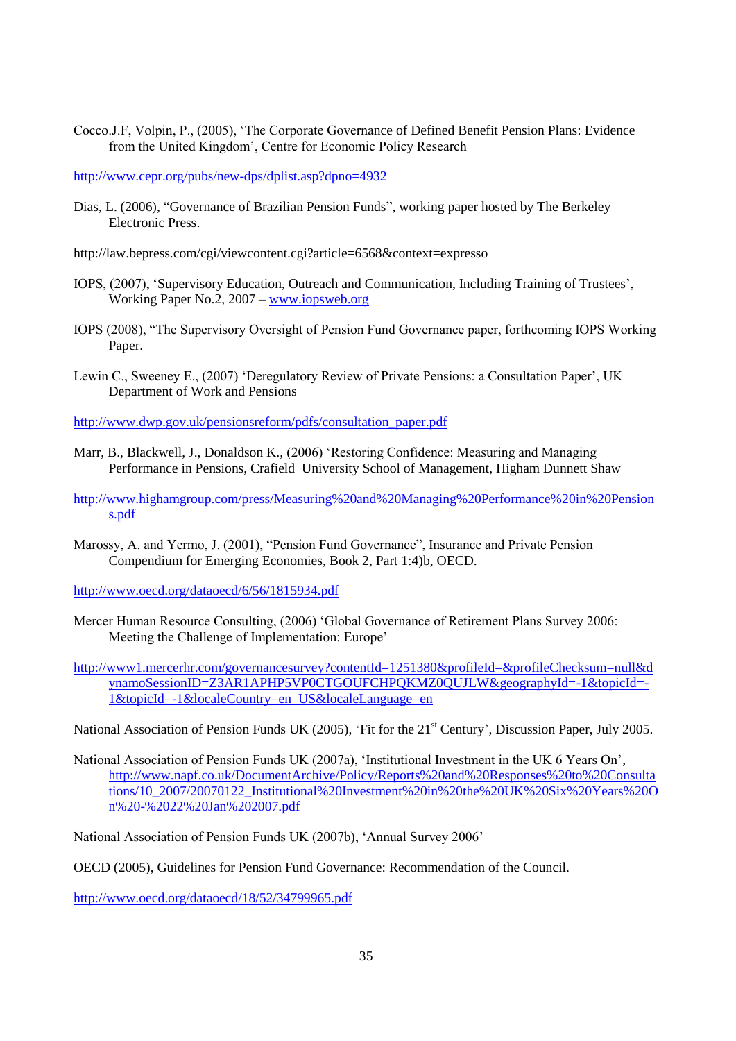Cocco.J.F, Volpin, P., (2005), 'The Corporate Governance of Defined Benefit Pension Plans: Evidence from the United Kingdom', Centre for Economic Policy Research

http://www.cepr.org/pubs/new-dps/dplist.asp?dpno=4932

Dias, L. (2006), "Governance of Brazilian Pension Funds", working paper hosted by The Berkeley Electronic Press.

http://law.bepress.com/cgi/viewcontent.cgi?article=6568&context=expresso

IOPS, (2007), 'Supervisory Education, Outreach and Communication, Including Training of Trustees', Working Paper No.2, 2007 – www.iopsweb.org

IOPS (2008), "The Supervisory Oversight of Pension Fund Governance paper, forthcoming IOPS Working Paper.

Lewin C., Sweeney E., (2007) 'Deregulatory Review of Private Pensions: a Consultation Paper', UK Department of Work and Pensions

http://www.dwp.gov.uk/pensionsreform/pdfs/consultation_paper.pdf

Marr, B., Blackwell, J., Donaldson K., (2006) 'Restoring Confidence: Measuring and Managing Performance in Pensions, Crafield University School of Management, Higham Dunnett Shaw

http://www.highamgroup.com/press/Measuring%20and%20Managing%20Performance%20in%20Pensions.pdf

Marossy, A. and Yermo, J. (2001), "Pension Fund Governance", Insurance and Private Pension Compendium for Emerging Economies, Book 2, Part 1:4)b, OECD.

http://www.oecd.org/dataoecd/6/56/1815934.pdf

Mercer Human Resource Consulting, (2006) 'Global Governance of Retirement Plans Survey 2006: Meeting the Challenge of Implementation: Europe'

http://www1.mercerhr.com/governancesurvey?contentId=1251380&profileId=&profileChecksum=null&dynamoSessionID=Z3AR1APHP5VP0CTGOUFCHPQKMZ0QUJLW&geographyId=-1&topicId=-1&topicId=-1&localeCountry=en_US&localeLanguage=en

National Association of Pension Funds UK (2005), 'Fit for the 21st Century', Discussion Paper, July 2005.

National Association of Pension Funds UK (2007a), 'Institutional Investment in the UK 6 Years On', http://www.napf.co.uk/DocumentArchive/Policy/Reports%20and%20Responses%20to%20Consultations/10_2007/20070122_Institutional%20Investment%20in%20the%20UK%20Six%20Years%20On%20-%2022%20Jan%202007.pdf

National Association of Pension Funds UK (2007b), 'Annual Survey 2006'

OECD (2005), Guidelines for Pension Fund Governance: Recommendation of the Council.

http://www.oecd.org/dataoecd/18/52/34799965.pdf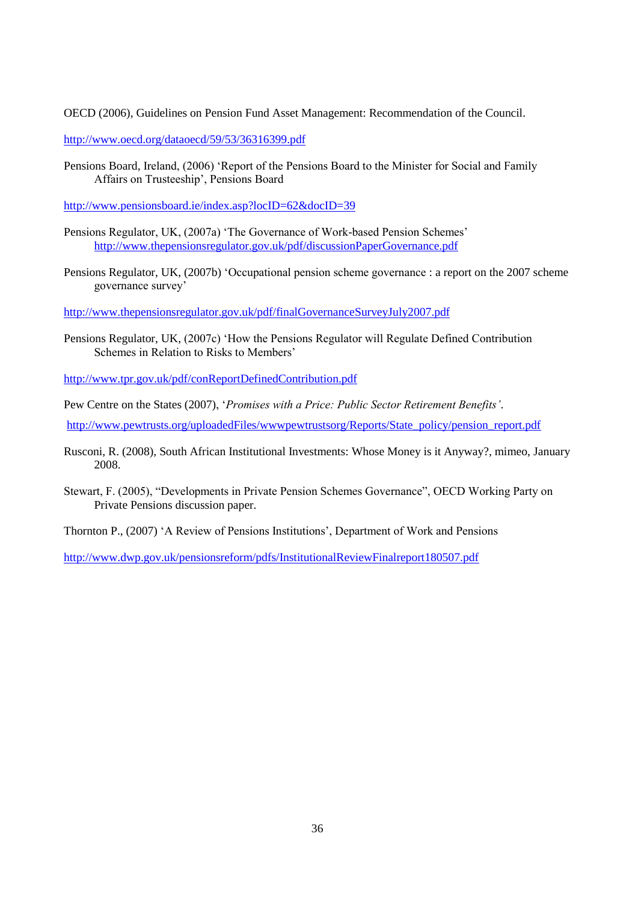OECD (2006), Guidelines on Pension Fund Asset Management: Recommendation of the Council.

http://www.oecd.org/dataoecd/59/53/36316399.pdf

Pensions Board, Ireland, (2006) 'Report of the Pensions Board to the Minister for Social and Family Affairs on Trusteeship', Pensions Board

http://www.pensionsboard.ie/index.asp?locID=62&docID=39

Pensions Regulator, UK, (2007a) 'The Governance of Work-based Pension Schemes' http://www.thepensionsregulator.gov.uk/pdf/discussionPaperGovernance.pdf

Pensions Regulator, UK, (2007b) 'Occupational pension scheme governance : a report on the 2007 scheme governance survey'

http://www.thepensionsregulator.gov.uk/pdf/finalGovernanceSurveyJuly2007.pdf

Pensions Regulator, UK, (2007c) 'How the Pensions Regulator will Regulate Defined Contribution Schemes in Relation to Risks to Members'

http://www.tpr.gov.uk/pdf/conReportDefinedContribution.pdf

Pew Centre on the States (2007), '*Promises with a Price: Public Sector Retirement Benefits'*.

http://www.pewtrusts.org/uploadedFiles/wwwpewtrustsorg/Reports/State_policy/pension_report.pdf

Rusconi, R. (2008), South African Institutional Investments: Whose Money is it Anyway?, mimeo, January 2008.

Stewart, F. (2005), "Developments in Private Pension Schemes Governance", OECD Working Party on Private Pensions discussion paper.

Thornton P., (2007) 'A Review of Pensions Institutions', Department of Work and Pensions

http://www.dwp.gov.uk/pensionsreform/pdfs/InstitutionalReviewFinalreport180507.pdf